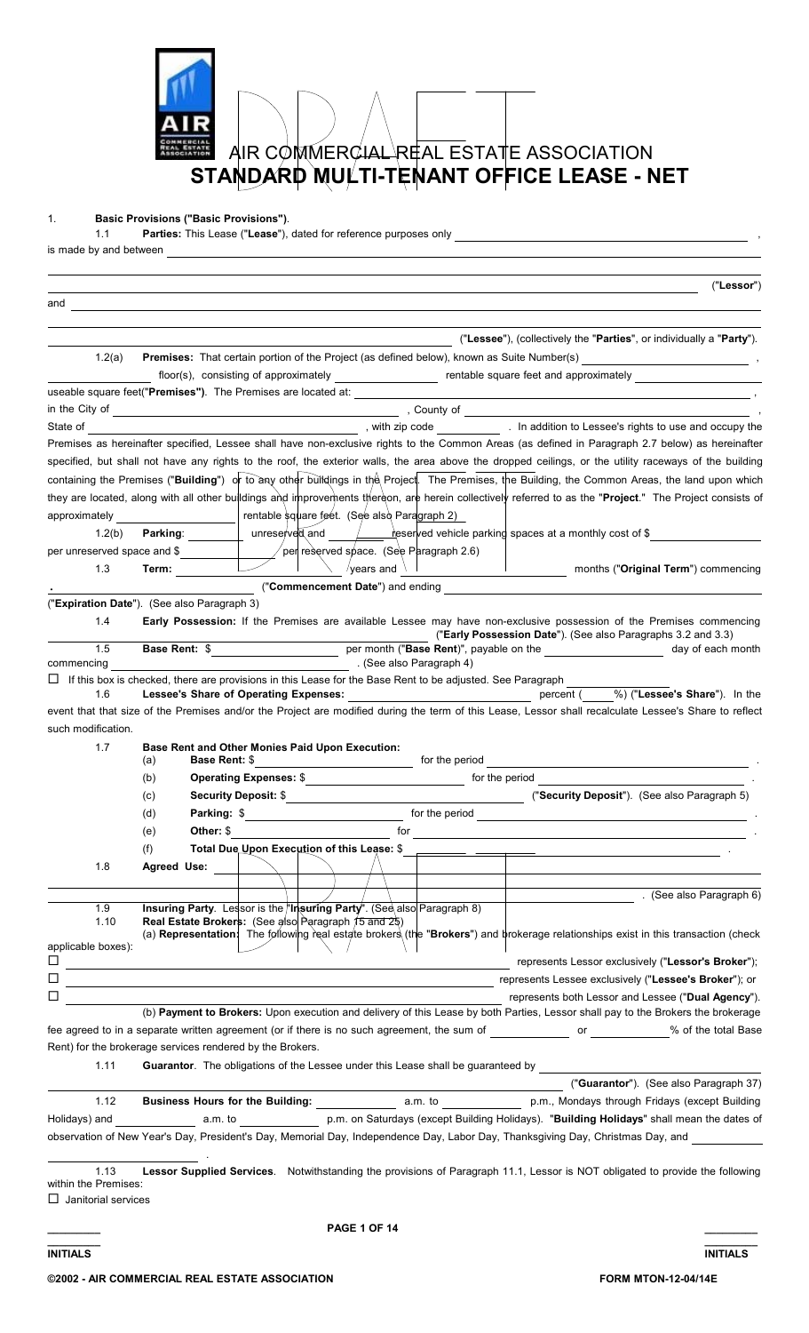# AIR COMMERCIAL REAL ESTATE ASSOCIATION

# STANDARD MULTI-TENANT OFFICE LEASE - NET

1. **Basic Provisions ("Basic Provisions")**.

1.1 **Parties:** This Lease ("**Lease**"), dated for reference purposes only \_\_\_\_\_\_\_\_\_\_\_\_\_\_\_\_\_\_\_\_, is made by and between \_\_\_\_\_\_\_\_\_\_\_\_\_\_\_\_\_\_\_\_ ("**Lessor**") and \_\_\_\_\_\_\_\_\_\_\_\_\_\_\_\_\_\_\_\_ ("**Lessee**"), (collectively the "**Parties**", or individually a "**Party**").

1.2(a) **Premises:** That certain portion of the Project (as defined below), known as Suite Number(s) \_\_\_\_\_\_\_\_\_\_, \_\_\_\_\_\_\_\_\_\_ floor(s), consisting of approximately \_\_\_\_\_\_\_\_\_\_ rentable square feet and approximately \_\_\_\_\_\_\_\_\_\_ useable square feet("**Premises**"). The Premises are located at: \_\_\_\_\_\_\_\_\_\_\_\_\_\_\_\_\_\_\_\_, in the City of \_\_\_\_\_\_\_\_\_\_, County of \_\_\_\_\_\_\_\_\_\_, State of \_\_\_\_\_\_\_\_\_\_, with zip code \_\_\_\_\_\_\_\_\_\_. In addition to Lessee's rights to use and occupy the Premises as hereinafter specified, Lessee shall have non-exclusive rights to the Common Areas (as defined in Paragraph 2.7 below) as hereinafter specified, but shall not have any rights to the roof, the exterior walls, the area above the dropped ceilings, or the utility raceways of the building containing the Premises ("**Building**") or to any other buildings in the Project. The Premises, the Building, the Common Areas, the land upon which they are located, along with all other buildings and improvements thereon, are herein collectively referred to as the "**Project**." The Project consists of approximately \_\_\_\_\_\_\_\_\_\_ rentable square feet. (See also Paragraph 2)

1.2(b) **Parking**: \_\_\_\_\_\_\_\_\_\_ unreserved and \_\_\_\_\_\_\_\_\_\_ reserved vehicle parking spaces at a monthly cost of $\_\_\_\_\_\_\_\_\_\_ per unreserved space and $\_\_\_\_\_\_\_\_\_\_ per reserved space. (See Paragraph 2.6)

1.3 **Term:** \_\_\_\_\_\_\_\_\_\_ years and \_\_\_\_\_\_\_\_\_\_ months ("**Original Term**") commencing \_\_\_\_\_\_\_\_\_\_ ("**Commencement Date**") and ending \_\_\_\_\_\_\_\_\_\_ ("**Expiration Date**"). (See also Paragraph 3)

1.4 **Early Possession:** If the Premises are available Lessee may have non-exclusive possession of the Premises commencing \_\_\_\_\_\_\_\_\_\_ ("**Early Possession Date**"). (See also Paragraphs 3.2 and 3.3)

1.5 **Base Rent:** $\_\_\_\_\_\_\_\_\_\_ per month ("**Base Rent**)", payable on the \_\_\_\_\_\_\_\_\_\_ day of each month commencing \_\_\_\_\_\_\_\_\_\_. (See also Paragraph 4)

☐ If this box is checked, there are provisions in this Lease for the Base Rent to be adjusted. See Paragraph \_\_\_\_\_\_\_\_\_\_

1.6 **Lessee's Share of Operating Expenses:** \_\_\_\_\_\_\_\_\_\_ percent (\_\_\_\_%) ("**Lessee's Share**"). In the event that that size of the Premises and/or the Project are modified during the term of this Lease, Lessor shall recalculate Lessee's Share to reflect such modification.

1.7 **Base Rent and Other Monies Paid Upon Execution:**

(a) **Base Rent:** $\_\_\_\_\_\_\_\_\_\_ for the period \_\_\_\_\_\_\_\_\_\_.

(b) **Operating Expenses:** $\_\_\_\_\_\_\_\_\_\_ for the period \_\_\_\_\_\_\_\_\_\_.

(c) **Security Deposit:** $\_\_\_\_\_\_\_\_\_\_ ("**Security Deposit**"). (See also Paragraph 5)

(d) **Parking:** $\_\_\_\_\_\_\_\_\_\_ for the period \_\_\_\_\_\_\_\_\_\_.

(e) **Other:** $\_\_\_\_\_\_\_\_\_\_ for \_\_\_\_\_\_\_\_\_\_.

(f) **Total Due Upon Execution of this Lease:** $\_\_\_\_\_\_\_\_\_\_.

1.8 **Agreed Use:** \_\_\_\_\_\_\_\_\_\_\_\_\_\_\_\_\_\_\_\_. (See also Paragraph 6)

1.9 **Insuring Party**. Lessor is the "**Insuring Party**". (See also Paragraph 8)

1.10 **Real Estate Brokers:** (See also Paragraph 15 and 25)

(a) **Representation:** The following real estate brokers (the "**Brokers**") and brokerage relationships exist in this transaction (check applicable boxes):

☐ \_\_\_\_\_\_\_\_\_\_\_\_\_\_\_\_\_\_\_\_ represents Lessor exclusively ("**Lessor's Broker**");

☐ \_\_\_\_\_\_\_\_\_\_\_\_\_\_\_\_\_\_\_\_ represents Lessee exclusively ("**Lessee's Broker**"); or

☐ \_\_\_\_\_\_\_\_\_\_\_\_\_\_\_\_\_\_\_\_ represents both Lessor and Lessee ("**Dual Agency**").

(b) **Payment to Brokers:** Upon execution and delivery of this Lease by both Parties, Lessor shall pay to the Brokers the brokerage fee agreed to in a separate written agreement (or if there is no such agreement, the sum of \_\_\_\_\_\_\_\_\_\_ or \_\_\_\_\_\_\_\_\_\_% of the total Base Rent) for the brokerage services rendered by the Brokers.

1.11 **Guarantor**. The obligations of the Lessee under this Lease shall be guaranteed by \_\_\_\_\_\_\_\_\_\_\_\_\_\_\_\_\_\_\_\_ ("**Guarantor**"). (See also Paragraph 37)

1.12 **Business Hours for the Building:** \_\_\_\_\_\_\_\_\_\_ a.m. to \_\_\_\_\_\_\_\_\_\_ p.m., Mondays through Fridays (except Building Holidays) and \_\_\_\_\_\_\_\_\_\_ a.m. to \_\_\_\_\_\_\_\_\_\_ p.m. on Saturdays (except Building Holidays). "**Building Holidays**" shall mean the dates of observation of New Year's Day, President's Day, Memorial Day, Independence Day, Labor Day, Thanksgiving Day, Christmas Day, and \_\_\_\_\_\_\_\_\_\_.

1.13 **Lessor Supplied Services**. Notwithstanding the provisions of Paragraph 11.1, Lessor is NOT obligated to provide the following within the Premises:

☐ Janitorial services

\_\_\_\_\_\_\_\_ INITIALS &nbsp;&nbsp;&nbsp;&nbsp;&nbsp;&nbsp;&nbsp;&nbsp; \_\_\_\_\_\_\_\_ INITIALS

©2002 - AIR COMMERCIAL REAL ESTATE ASSOCIATION &nbsp;&nbsp;&nbsp;&nbsp;&nbsp;&nbsp;&nbsp;&nbsp; FORM MTON-12-04/14E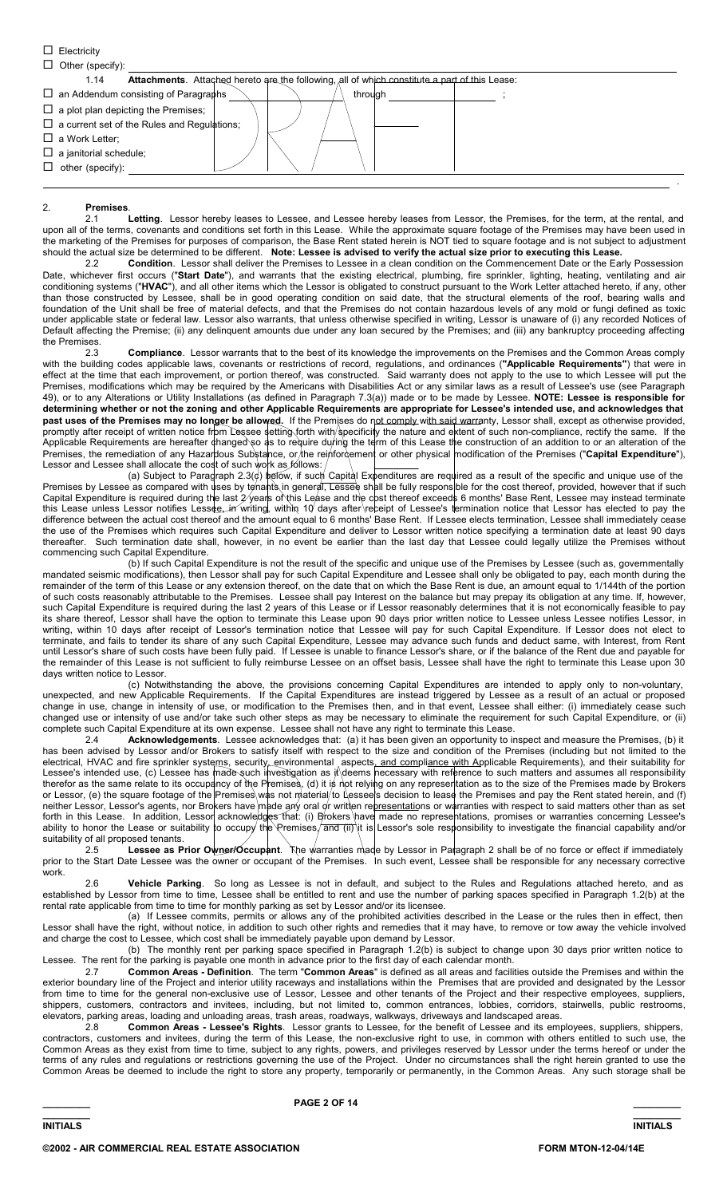☐ Electricity

☐ Other (specify): ______________________________________________

1.14 **Attachments**. Attached hereto are the following, all of which constitute a part of this Lease:

☐ an Addendum consisting of Paragraphs ________ through ________;

☐ a plot plan depicting the Premises;

☐ a current set of the Rules and Regulations;

☐ a Work Letter;

☐ a janitorial schedule;

☐ other (specify): ______________________________________________

2. **Premises**.

2.1 **Letting**. Lessor hereby leases to Lessee, and Lessee hereby leases from Lessor, the Premises, for the term, at the rental, and upon all of the terms, covenants and conditions set forth in this Lease. While the approximate square footage of the Premises may have been used in the marketing of the Premises for purposes of comparison, the Base Rent stated herein is NOT tied to square footage and is not subject to adjustment should the actual size be determined to be different. **Note: Lessee is advised to verify the actual size prior to executing this Lease.**

2.2 **Condition**. Lessor shall deliver the Premises to Lessee in a clean condition on the Commencement Date or the Early Possession Date, whichever first occurs ("**Start Date**"), and warrants that the existing electrical, plumbing, fire sprinkler, lighting, heating, ventilating and air conditioning systems ("**HVAC**"), and all other items which the Lessor is obligated to construct pursuant to the Work Letter attached hereto, if any, other than those constructed by Lessee, shall be in good operating condition on said date, that the structural elements of the roof, bearing walls and foundation of the Unit shall be free of material defects, and that the Premises do not contain hazardous levels of any mold or fungi defined as toxic under applicable state or federal law. Lessor also warrants, that unless otherwise specified in writing, Lessor is unaware of (i) any recorded Notices of Default affecting the Premise; (ii) any delinquent amounts due under any loan secured by the Premises; and (iii) any bankruptcy proceeding affecting the Premises.

2.3 **Compliance**. Lessor warrants that to the best of its knowledge the improvements on the Premises and the Common Areas comply with the building codes applicable laws, covenants or restrictions of record, regulations, and ordinances ("**Applicable Requirements**") that were in effect at the time that each improvement, or portion thereof, was constructed. Said warranty does not apply to the use to which Lessee will put the Premises, modifications which may be required by the Americans with Disabilities Act or any similar laws as a result of Lessee's use (see Paragraph 49), or to any Alterations or Utility Installations (as defined in Paragraph 7.3(a)) made or to be made by Lessee. **NOTE: Lessee is responsible for determining whether or not the zoning and other Applicable Requirements are appropriate for Lessee's intended use, and acknowledges that past uses of the Premises may no longer be allowed.** If the Premises do not comply with said warranty, Lessor shall, except as otherwise provided, promptly after receipt of written notice from Lessee setting forth with specificity the nature and extent of such non-compliance, rectify the same. If the Applicable Requirements are hereafter changed so as to require during the term of this Lease the construction of an addition to or an alteration of the Premises, the remediation of any Hazardous Substance, or the reinforcement or other physical modification of the Premises ("**Capital Expenditure**"), Lessor and Lessee shall allocate the cost of such work as follows:

(a) Subject to Paragraph 2.3(c) below, if such Capital Expenditures are required as a result of the specific and unique use of the Premises by Lessee as compared with uses by tenants in general, Lessee shall be fully responsible for the cost thereof, provided, however that if such Capital Expenditure is required during the last 2 years of this Lease and the cost thereof exceeds 6 months' Base Rent, Lessee may instead terminate this Lease unless Lessor notifies Lessee, in writing, within 10 days after receipt of Lessee's termination notice that Lessor has elected to pay the difference between the actual cost thereof and the amount equal to 6 months' Base Rent. If Lessee elects termination, Lessee shall immediately cease the use of the Premises which requires such Capital Expenditure and deliver to Lessor written notice specifying a termination date at least 90 days thereafter. Such termination date shall, however, in no event be earlier than the last day that Lessee could legally utilize the Premises without commencing such Capital Expenditure.

(b) If such Capital Expenditure is not the result of the specific and unique use of the Premises by Lessee (such as, governmentally mandated seismic modifications), then Lessor shall pay for such Capital Expenditure and Lessee shall only be obligated to pay, each month during the remainder of the term of this Lease or any extension thereof, on the date that on which the Base Rent is due, an amount equal to 1/144th of the portion of such costs reasonably attributable to the Premises. Lessee shall pay Interest on the balance but may prepay its obligation at any time. If, however, such Capital Expenditure is required during the last 2 years of this Lease or if Lessor reasonably determines that it is not economically feasible to pay its share thereof, Lessor shall have the option to terminate this Lease upon 90 days prior written notice to Lessee unless Lessee notifies Lessor, in writing, within 10 days after receipt of Lessor's termination notice that Lessee will pay for such Capital Expenditure. If Lessor does not elect to terminate, and fails to tender its share of any such Capital Expenditure, Lessee may advance such funds and deduct same, with Interest, from Rent until Lessor's share of such costs have been fully paid. If Lessee is unable to finance Lessor's share, or if the balance of the Rent due and payable for the remainder of this Lease is not sufficient to fully reimburse Lessee on an offset basis, Lessee shall have the right to terminate this Lease upon 30 days written notice to Lessor.

(c) Notwithstanding the above, the provisions concerning Capital Expenditures are intended to apply only to non-voluntary, unexpected, and new Applicable Requirements. If the Capital Expenditures are instead triggered by Lessee as a result of an actual or proposed change in use, change in intensity of use, or modification to the Premises then, and in that event, Lessee shall either: (i) immediately cease such changed use or intensity of use and/or take such other steps as may be necessary to eliminate the requirement for such Capital Expenditure, or (ii) complete such Capital Expenditure at its own expense. Lessee shall not have any right to terminate this Lease.

2.4 **Acknowledgements**. Lessee acknowledges that: (a) it has been given an opportunity to inspect and measure the Premises, (b) it has been advised by Lessor and/or Brokers to satisfy itself with respect to the size and condition of the Premises (including but not limited to the electrical, HVAC and fire sprinkler systems, security, environmental aspects, and compliance with Applicable Requirements), and their suitability for Lessee's intended use, (c) Lessee has made such investigation as it deems necessary with reference to such matters and assumes all responsibility therefor as the same relate to its occupancy of the Premises, (d) it is not relying on any representation as to the size of the Premises made by Brokers or Lessor, (e) the square footage of the Premises was not material to Lessee's decision to lease the Premises and pay the Rent stated herein, and (f) neither Lessor, Lessor's agents, nor Brokers have made any oral or written representations or warranties with respect to said matters other than as set forth in this Lease. In addition, Lessor acknowledges that: (i) Brokers have made no representations, promises or warranties concerning Lessee's ability to honor the Lease or suitability to occupy the Premises, and (ii) it is Lessor's sole responsibility to investigate the financial capability and/or suitability of all proposed tenants.

2.5 **Lessee as Prior Owner/Occupant**. The warranties made by Lessor in Paragraph 2 shall be of no force or effect if immediately prior to the Start Date Lessee was the owner or occupant of the Premises. In such event, Lessee shall be responsible for any necessary corrective work.

2.6 **Vehicle Parking**. So long as Lessee is not in default, and subject to the Rules and Regulations attached hereto, and as established by Lessor from time to time, Lessee shall be entitled to rent and use the number of parking spaces specified in Paragraph 1.2(b) at the rental rate applicable from time to time for monthly parking as set by Lessor and/or its licensee.

(a) If Lessee commits, permits or allows any of the prohibited activities described in the Lease or the rules then in effect, then Lessor shall have the right, without notice, in addition to such other rights and remedies that it may have, to remove or tow away the vehicle involved and charge the cost to Lessee, which cost shall be immediately payable upon demand by Lessor.

(b) The monthly rent per parking space specified in Paragraph 1.2(b) is subject to change upon 30 days prior written notice to Lessee. The rent for the parking is payable one month in advance prior to the first day of each calendar month.

2.7 **Common Areas - Definition**. The term "**Common Areas**" is defined as all areas and facilities outside the Premises and within the exterior boundary line of the Project and interior utility raceways and installations within the Premises that are provided and designated by the Lessor from time to time for the general non-exclusive use of Lessor, Lessee and other tenants of the Project and their respective employees, suppliers, shippers, customers, contractors and invitees, including, but not limited to, common entrances, lobbies, corridors, stairwells, public restrooms, elevators, parking areas, loading and unloading areas, trash areas, roadways, walkways, driveways and landscaped areas.

2.8 **Common Areas - Lessee's Rights**. Lessor grants to Lessee, for the benefit of Lessee and its employees, suppliers, shippers, contractors, customers and invitees, during the term of this Lease, the non-exclusive right to use, in common with others entitled to such use, the Common Areas as they exist from time to time, subject to any rights, powers, and privileges reserved by Lessor under the terms hereof or under the terms of any rules and regulations or restrictions governing the use of the Project. Under no circumstances shall the right herein granted to use the Common Areas be deemed to include the right to store any property, temporarily or permanently, in the Common Areas. Any such storage shall be

________ INITIALS ________ INITIALS

©2002 - AIR COMMERCIAL REAL ESTATE ASSOCIATION FORM MTON-12-04/14E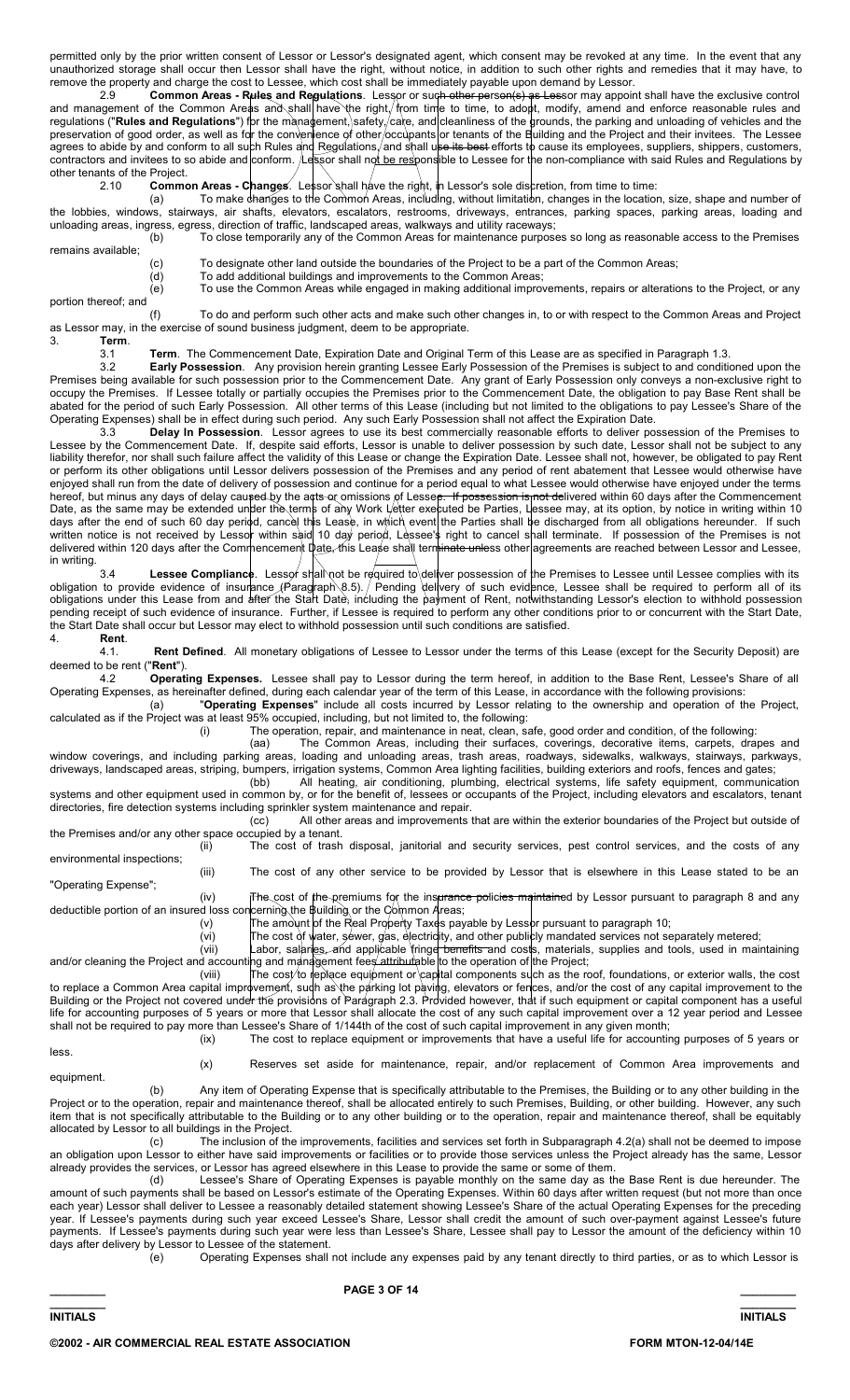permitted only by the prior written consent of Lessor or Lessor's designated agent, which consent may be revoked at any time. In the event that any unauthorized storage shall occur then Lessor shall have the right, without notice, in addition to such other rights and remedies that it may have, to remove the property and charge the cost to Lessee, which cost shall be immediately payable upon demand by Lessor.

2.9 **Common Areas - Rules and Regulations**. Lessor or such other person(s) as Lessor may appoint shall have the exclusive control and management of the Common Areas and shall have the right, from time to time, to adopt, modify, amend and enforce reasonable rules and regulations ("**Rules and Regulations**") for the management, safety, care, and cleanliness of the grounds, the parking and unloading of vehicles and the preservation of good order, as well as for the convenience of other occupants or tenants of the Building and the Project and their invitees. The Lessee agrees to abide by and conform to all such Rules and Regulations, and shall use its best efforts to cause its employees, suppliers, shippers, customers, contractors and invitees to so abide and conform. Lessor shall not be responsible to Lessee for the non-compliance with said Rules and Regulations by other tenants of the Project.

2.10 **Common Areas - Changes**. Lessor shall have the right, in Lessor's sole discretion, from time to time:

(a) To make changes to the Common Areas, including, without limitation, changes in the location, size, shape and number of the lobbies, windows, stairways, air shafts, elevators, escalators, restrooms, driveways, entrances, parking spaces, parking areas, loading and unloading areas, ingress, egress, direction of traffic, landscaped areas, walkways and utility raceways;

(b) To close temporarily any of the Common Areas for maintenance purposes so long as reasonable access to the Premises remains available;

(c) To designate other land outside the boundaries of the Project to be a part of the Common Areas;

(d) To add additional buildings and improvements to the Common Areas;

(e) To use the Common Areas while engaged in making additional improvements, repairs or alterations to the Project, or any portion thereof; and

(f) To do and perform such other acts and make such other changes in, to or with respect to the Common Areas and Project as Lessor may, in the exercise of sound business judgment, deem to be appropriate.

3. **Term**.

3.1 **Term**. The Commencement Date, Expiration Date and Original Term of this Lease are as specified in Paragraph 1.3.

3.2 **Early Possession**. Any provision herein granting Lessee Early Possession of the Premises is subject to and conditioned upon the Premises being available for such possession prior to the Commencement Date. Any grant of Early Possession only conveys a non-exclusive right to occupy the Premises. If Lessee totally or partially occupies the Premises prior to the Commencement Date, the obligation to pay Base Rent shall be abated for the period of such Early Possession. All other terms of this Lease (including but not limited to the obligations to pay Lessee's Share of the Operating Expenses) shall be in effect during such period. Any such Early Possession shall not affect the Expiration Date.

3.3 **Delay In Possession**. Lessor agrees to use its best commercially reasonable efforts to deliver possession of the Premises to Lessee by the Commencement Date. If, despite said efforts, Lessor is unable to deliver possession by such date, Lessor shall not be subject to any liability therefor, nor shall such failure affect the validity of this Lease or change the Expiration Date. Lessee shall not, however, be obligated to pay Rent or perform its other obligations until Lessor delivers possession of the Premises and any period of rent abatement that Lessee would otherwise have enjoyed shall run from the date of delivery of possession and continue for a period equal to what Lessee would otherwise have enjoyed under the terms hereof, but minus any days of delay caused by the acts or omissions of Lessee. If possession is not delivered within 60 days after the Commencement Date, as the same may be extended under the terms of any Work Letter executed be Parties, Lessee may, at its option, by notice in writing within 10 days after the end of such 60 day period, cancel this Lease, in which event the Parties shall be discharged from all obligations hereunder. If such written notice is not received by Lessor within said 10 day period, Lessee's right to cancel shall terminate. If possession of the Premises is not delivered within 120 days after the Commencement Date, this Lease shall terminate unless other agreements are reached between Lessor and Lessee, in writing.

3.4 **Lessee Compliance**. Lessor shall not be required to deliver possession of the Premises to Lessee until Lessee complies with its obligation to provide evidence of insurance (Paragraph 8.5). Pending delivery of such evidence, Lessee shall be required to perform all of its obligations under this Lease from and after the Start Date, including the payment of Rent, notwithstanding Lessor's election to withhold possession pending receipt of such evidence of insurance. Further, if Lessee is required to perform any other conditions prior to or concurrent with the Start Date, the Start Date shall occur but Lessor may elect to withhold possession until such conditions are satisfied.

4. **Rent**.

4.1. **Rent Defined**. All monetary obligations of Lessee to Lessor under the terms of this Lease (except for the Security Deposit) are deemed to be rent ("**Rent**").

4.2 **Operating Expenses.** Lessee shall pay to Lessor during the term hereof, in addition to the Base Rent, Lessee's Share of all Operating Expenses, as hereinafter defined, during each calendar year of the term of this Lease, in accordance with the following provisions:

(a) "**Operating Expenses**" include all costs incurred by Lessor relating to the ownership and operation of the Project, calculated as if the Project was at least 95% occupied, including, but not limited to, the following:

(i) The operation, repair, and maintenance in neat, clean, safe, good order and condition, of the following:

(aa) The Common Areas, including their surfaces, coverings, decorative items, carpets, drapes and window coverings, and including parking areas, loading and unloading areas, trash areas, roadways, sidewalks, walkways, stairways, parkways, driveways, landscaped areas, striping, bumpers, irrigation systems, Common Area lighting facilities, building exteriors and roofs, fences and gates;

(bb) All heating, air conditioning, plumbing, electrical systems, life safety equipment, communication systems and other equipment used in common by, or for the benefit of, lessees or occupants of the Project, including elevators and escalators, tenant directories, fire detection systems including sprinkler system maintenance and repair.

(cc) All other areas and improvements that are within the exterior boundaries of the Project but outside of the Premises and/or any other space occupied by a tenant.

(ii) The cost of trash disposal, janitorial and security services, pest control services, and the costs of any environmental inspections;

(iii) The cost of any other service to be provided by Lessor that is elsewhere in this Lease stated to be an "Operating Expense";

(iv) The cost of the premiums for the insurance policies maintained by Lessor pursuant to paragraph 8 and any deductible portion of an insured loss concerning the Building or the Common Areas;

(v) The amount of the Real Property Taxes payable by Lessor pursuant to paragraph 10;

(vi) The cost of water, sewer, gas, electricity, and other publicly mandated services not separately metered;

(vii) Labor, salaries, and applicable fringe benefits and costs, materials, supplies and tools, used in maintaining and/or cleaning the Project and accounting and management fees attributable to the operation of the Project;

(viii) The cost to replace equipment or capital components such as the roof, foundations, or exterior walls, the cost to replace a Common Area capital improvement, such as the parking lot paving, elevators or fences, and/or the cost of any capital improvement to the Building or the Project not covered under the provisions of Paragraph 2.3. Provided however, that if such equipment or capital component has a useful life for accounting purposes of 5 years or more that Lessor shall allocate the cost of any such capital improvement over a 12 year period and Lessee shall not be required to pay more than Lessee's Share of 1/144th of the cost of such capital improvement in any given month;

(ix) The cost to replace equipment or improvements that have a useful life for accounting purposes of 5 years or less.

(x) Reserves set aside for maintenance, repair, and/or replacement of Common Area improvements and equipment.

(b) Any item of Operating Expense that is specifically attributable to the Premises, the Building or to any other building in the Project or to the operation, repair and maintenance thereof, shall be allocated entirely to such Premises, Building, or other building. However, any such item that is not specifically attributable to the Building or to any other building or to the operation, repair and maintenance thereof, shall be equitably allocated by Lessor to all buildings in the Project.

(c) The inclusion of the improvements, facilities and services set forth in Subparagraph 4.2(a) shall not be deemed to impose an obligation upon Lessor to either have said improvements or facilities or to provide those services unless the Project already has the same, Lessor already provides the services, or Lessor has agreed elsewhere in this Lease to provide the same or some of them.

(d) Lessee's Share of Operating Expenses is payable monthly on the same day as the Base Rent is due hereunder. The amount of such payments shall be based on Lessor's estimate of the Operating Expenses. Within 60 days after written request (but not more than once each year) Lessor shall deliver to Lessee a reasonably detailed statement showing Lessee's Share of the actual Operating Expenses for the preceding year. If Lessee's payments during such year exceed Lessee's Share, Lessor shall credit the amount of such over-payment against Lessee's future payments. If Lessee's payments during such year were less than Lessee's Share, Lessor shall pay to Lessor the amount of the deficiency within 10 days after delivery by Lessor to Lessee of the statement.

(e) Operating Expenses shall not include any expenses paid by any tenant directly to third parties, or as to which Lessor is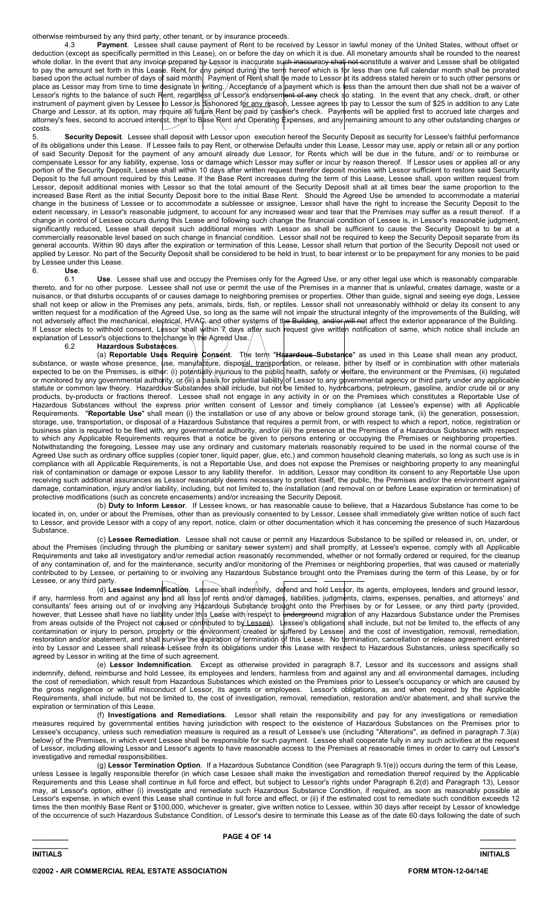otherwise reimbursed by any third party, other tenant, or by insurance proceeds.

4.3 **Payment**. Lessee shall cause payment of Rent to be received by Lessor in lawful money of the United States, without offset or deduction (except as specifically permitted in this Lease), on or before the day on which it is due. All monetary amounts shall be rounded to the nearest whole dollar. In the event that any invoice prepared by Lessor is inaccurate such inaccuracy shall not constitute a waiver and Lessee shall be obligated to pay the amount set forth in this Lease. Rent for any period during the term hereof which is for less than one full calendar month shall be prorated based upon the actual number of days of said month. Payment of Rent shall be made to Lessor at its address stated herein or to such other persons or place as Lessor may from time to time designate in writing. Acceptance of a payment which is less than the amount then due shall not be a waiver of Lessor's rights to the balance of such Rent, regardless of Lessor's endorsement of any check so stating. In the event that any check, draft, or other instrument of payment given by Lessee to Lessor is dishonored for any reason, Lessee agrees to pay to Lessor the sum of $25 in addition to any Late Charge and Lessor, at its option, may require all future Rent be paid by cashier's check. Payments will be applied first to accrued late charges and attorney's fees, second to accrued interest, then to Base Rent and Operating Expenses, and any remaining amount to any other outstanding charges or costs.

5. **Security Deposit**. Lessee shall deposit with Lessor upon execution hereof the Security Deposit as security for Lessee's faithful performance of its obligations under this Lease. If Lessee fails to pay Rent, or otherwise Defaults under this Lease, Lessor may use, apply or retain all or any portion of said Security Deposit for the payment of any amount already due Lessor, for Rents which will be due in the future, and/ or to reimburse or compensate Lessor for any liability, expense, loss or damage which Lessor may suffer or incur by reason thereof. If Lessor uses or applies all or any portion of the Security Deposit, Lessee shall within 10 days after written request therefor deposit monies with Lessor sufficient to restore said Security Deposit to the full amount required by this Lease. If the Base Rent increases during the term of this Lease, Lessee shall, upon written request from Lessor, deposit additional monies with Lessor so that the total amount of the Security Deposit shall at all times bear the same proportion to the increased Base Rent as the initial Security Deposit bore to the initial Base Rent. Should the Agreed Use be amended to accommodate a material change in the business of Lessee or to accommodate a sublessee or assignee, Lessor shall have the right to increase the Security Deposit to the extent necessary, in Lessor's reasonable judgment, to account for any increased wear and tear that the Premises may suffer as a result thereof. If a change in control of Lessee occurs during this Lease and following such change the financial condition of Lessee is, in Lessor's reasonable judgment, significantly reduced, Lessee shall deposit such additional monies with Lessor as shall be sufficient to cause the Security Deposit to be at a commercially reasonable level based on such change in financial condition. Lessor shall not be required to keep the Security Deposit separate from its general accounts. Within 90 days after the expiration or termination of this Lease, Lessor shall return that portion of the Security Deposit not used or applied by Lessor. No part of the Security Deposit shall be considered to be held in trust, to bear interest or to be prepayment for any monies to be paid by Lessee under this Lease.

6. **Use**.

6.1 **Use**. Lessee shall use and occupy the Premises only for the Agreed Use, or any other legal use which is reasonably comparable thereto, and for no other purpose. Lessee shall not use or permit the use of the Premises in a manner that is unlawful, creates damage, waste or a nuisance, or that disturbs occupants of or causes damage to neighboring premises or properties. Other than guide, signal and seeing eye dogs, Lessee shall not keep or allow in the Premises any pets, animals, birds, fish, or reptiles. Lessor shall not unreasonably withhold or delay its consent to any written request for a modification of the Agreed Use, so long as the same will not impair the structural integrity of the improvements of the Building, will not adversely affect the mechanical, electrical, HVAC, and other systems of the Building, and/or will not affect the exterior appearance of the Building. If Lessor elects to withhold consent, Lessor shall within 7 days after such request give written notification of same, which notice shall include an explanation of Lessor's objections to the change in the Agreed Use.

6.2 **Hazardous Substances**.

(a) **Reportable Uses Require Consent**. The term "**Hazardous Substance**" as used in this Lease shall mean any product, substance, or waste whose presence, use, manufacture, disposal, transportation, or release, either by itself or in combination with other materials expected to be on the Premises, is either: (i) potentially injurious to the public health, safety or welfare, the environment or the Premises, (ii) regulated or monitored by any governmental authority, or (iii) a basis for potential liability of Lessor to any governmental agency or third party under any applicable statute or common law theory. Hazardous Substances shall include, but not be limited to, hydrocarbons, petroleum, gasoline, and/or crude oil or any products, by-products or fractions thereof. Lessee shall not engage in any activity in or on the Premises which constitutes a Reportable Use of Hazardous Substances without the express prior written consent of Lessor and timely compliance (at Lessee's expense) with all Applicable Requirements. "**Reportable Use**" shall mean (i) the installation or use of any above or below ground storage tank, (ii) the generation, possession, storage, use, transportation, or disposal of a Hazardous Substance that requires a permit from, or with respect to which a report, notice, registration or business plan is required to be filed with, any governmental authority, and/or (iii) the presence at the Premises of a Hazardous Substance with respect to which any Applicable Requirements requires that a notice be given to persons entering or occupying the Premises or neighboring properties. Notwithstanding the foregoing, Lessee may use any ordinary and customary materials reasonably required to be used in the normal course of the Agreed Use such as ordinary office supplies (copier toner, liquid paper, glue, etc.) and common household cleaning materials, so long as such use is in compliance with all Applicable Requirements, is not a Reportable Use, and does not expose the Premises or neighboring property to any meaningful risk of contamination or damage or expose Lessor to any liability therefor. In addition, Lessor may condition its consent to any Reportable Use upon receiving such additional assurances as Lessor reasonably deems necessary to protect itself, the public, the Premises and/or the environment against damage, contamination, injury and/or liability, including, but not limited to, the installation (and removal on or before Lease expiration or termination) of protective modifications (such as concrete encasements) and/or increasing the Security Deposit.

(b) **Duty to Inform Lessor**. If Lessee knows, or has reasonable cause to believe, that a Hazardous Substance has come to be located in, on, under or about the Premises, other than as previously consented to by Lessor, Lessee shall immediately give written notice of such fact to Lessor, and provide Lessor with a copy of any report, notice, claim or other documentation which it has concerning the presence of such Hazardous Substance.

(c) **Lessee Remediation**. Lessee shall not cause or permit any Hazardous Substance to be spilled or released in, on, under, or about the Premises (including through the plumbing or sanitary sewer system) and shall promptly, at Lessee's expense, comply with all Applicable Requirements and take all investigatory and/or remedial action reasonably recommended, whether or not formally ordered or required, for the cleanup of any contamination of, and for the maintenance, security and/or monitoring of the Premises or neighboring properties, that was caused or materially contributed to by Lessee, or pertaining to or involving any Hazardous Substance brought onto the Premises during the term of this Lease, by or for Lessee, or any third party.

(d) **Lessee Indemnification**. Lessee shall indemnify, defend and hold Lessor, its agents, employees, lenders and ground lessor, if any, harmless from and against any and all loss of rents and/or damages, liabilities, judgments, claims, expenses, penalties, and attorneys' and consultants' fees arising out of or involving any Hazardous Substance brought onto the Premises by or for Lessee, or any third party (provided, however, that Lessee shall have no liability under this Lease with respect to underground migration of any Hazardous Substance under the Premises from areas outside of the Project not caused or contributed to by Lessee). Lessee's obligations shall include, but not be limited to, the effects of any contamination or injury to person, property or the environment created or suffered by Lessee, and the cost of investigation, removal, remediation, restoration and/or abatement, and shall survive the expiration or termination of this Lease. No termination, cancellation or release agreement entered into by Lessor and Lessee shall release Lessee from its obligations under this Lease with respect to Hazardous Substances, unless specifically so agreed by Lessor in writing at the time of such agreement.

(e) **Lessor Indemnification**. Except as otherwise provided in paragraph 8.7, Lessor and its successors and assigns shall indemnify, defend, reimburse and hold Lessee, its employees and lenders, harmless from and against any and all environmental damages, including the cost of remediation, which result from Hazardous Substances which existed on the Premises prior to Lessee's occupancy or which are caused by the gross negligence or willful misconduct of Lessor, its agents or employees. Lessor's obligations, as and when required by the Applicable Requirements, shall include, but not be limited to, the cost of investigation, removal, remediation, restoration and/or abatement, and shall survive the expiration or termination of this Lease.

(f) **Investigations and Remediations**. Lessor shall retain the responsibility and pay for any investigations or remediation measures required by governmental entities having jurisdiction with respect to the existence of Hazardous Substances on the Premises prior to Lessee's occupancy, unless such remediation measure is required as a result of Lessee's use (including "Alterations", as defined in paragraph 7.3(a) below) of the Premises, in which event Lessee shall be responsible for such payment. Lessee shall cooperate fully in any such activities at the request of Lessor, including allowing Lessor and Lessor's agents to have reasonable access to the Premises at reasonable times in order to carry out Lessor's investigative and remedial responsibilities.

(g) **Lessor Termination Option**. If a Hazardous Substance Condition (see Paragraph 9.1(e)) occurs during the term of this Lease, unless Lessee is legally responsible therefor (in which case Lessee shall make the investigation and remediation thereof required by the Applicable Requirements and this Lease shall continue in full force and effect, but subject to Lessor's rights under Paragraph 6.2(d) and Paragraph 13), Lessor may, at Lessor's option, either (i) investigate and remediate such Hazardous Substance Condition, if required, as soon as reasonably possible at Lessor's expense, in which event this Lease shall continue in full force and effect, or (ii) if the estimated cost to remediate such condition exceeds 12 times the then monthly Base Rent or $100,000, whichever is greater, give written notice to Lessee, within 30 days after receipt by Lessor of knowledge of the occurrence of such Hazardous Substance Condition, of Lessor's desire to terminate this Lease as of the date 60 days following the date of such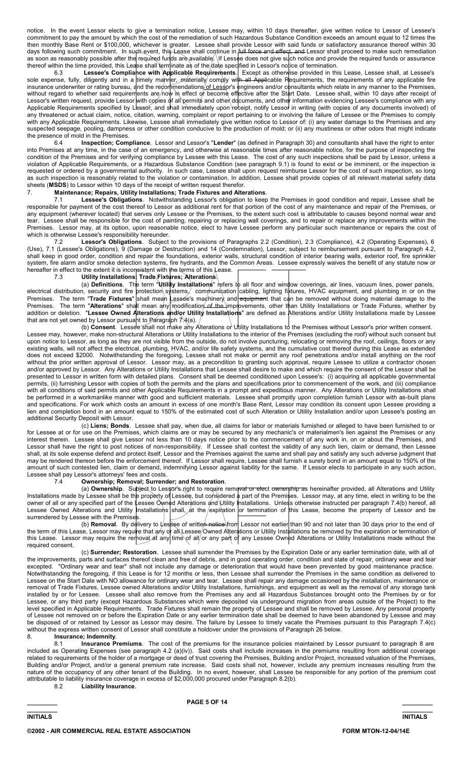notice. In the event Lessor elects to give a termination notice, Lessee may, within 10 days thereafter, give written notice to Lessor of Lessee's commitment to pay the amount by which the cost of the remediation of such Hazardous Substance Condition exceeds an amount equal to 12 times the then monthly Base Rent or $100,000, whichever is greater. Lessee shall provide Lessor with said funds or satisfactory assurance thereof within 30 days following such commitment. In such event, this Lease shall continue in full force and effect, and Lessor shall proceed to make such remediation as soon as reasonably possible after the required funds are available. If Lessee does not give such notice and provide the required funds or assurance thereof within the time provided, this Lease shall terminate as of the date specified in Lessor's notice of termination.

6.3 **Lessee's Compliance with Applicable Requirements**. Except as otherwise provided in this Lease, Lessee shall, at Lessee's sole expense, fully, diligently and in a timely manner, materially comply with all Applicable Requirements, the requirements of any applicable fire insurance underwriter or rating bureau, and the recommendations of Lessor's engineers and/or consultants which relate in any manner to the Premises, without regard to whether said requirements are now in effect or become effective after the Start Date. Lessee shall, within 10 days after receipt of Lessor's written request, provide Lessor with copies of all permits and other documents, and other information evidencing Lessee's compliance with any Applicable Requirements specified by Lessor, and shall immediately upon receipt, notify Lessor in writing (with copies of any documents involved) of any threatened or actual claim, notice, citation, warning, complaint or report pertaining to or involving the failure of Lessee or the Premises to comply with any Applicable Requirements. Likewise, Lessee shall immediately give written notice to Lessor of: (i) any water damage to the Premises and any suspected seepage, pooling, dampness or other condition conducive to the production of mold; or (ii) any mustiness or other odors that might indicate the presence of mold in the Premises.

6.4 **Inspection; Compliance**. Lessor and Lessor's "**Lender**" (as defined in Paragraph 30) and consultants shall have the right to enter into Premises at any time, in the case of an emergency, and otherwise at reasonable times after reasonable notice, for the purpose of inspecting the condition of the Premises and for verifying compliance by Lessee with this Lease. The cost of any such inspections shall be paid by Lessor, unless a violation of Applicable Requirements, or a Hazardous Substance Condition (see paragraph 9.1) is found to exist or be imminent, or the inspection is requested or ordered by a governmental authority. In such case, Lessee shall upon request reimburse Lessor for the cost of such inspection, so long as such inspection is reasonably related to the violation or contamination. In addition, Lessee shall provide copies of all relevant material safety data sheets (**MSDS**) to Lessor within 10 days of the receipt of written request therefor.

7. **Maintenance; Repairs, Utility Installations; Trade Fixtures and Alterations**.

7.1 **Lessee's Obligations**. Notwithstanding Lessor's obligation to keep the Premises in good condition and repair, Lessee shall be responsible for payment of the cost thereof to Lessor as additional rent for that portion of the cost of any maintenance and repair of the Premises, or any equipment (wherever located) that serves only Lessee or the Premises, to the extent such cost is attributable to causes beyond normal wear and tear. Lessee shall be responsible for the cost of painting, repairing or replacing wall coverings, and to repair or replace any improvements within the Premises. Lessor may, at its option, upon reasonable notice, elect to have Lessee perform any particular such maintenance or repairs the cost of which is otherwise Lessee's responsibility hereunder.

7.2 **Lessor's Obligations**. Subject to the provisions of Paragraphs 2.2 (Condition), 2.3 (Compliance), 4.2 (Operating Expenses), 6 (Use), 7.1 (Lessee's Obligations), 9 (Damage or Destruction) and 14 (Condemnation), Lessor, subject to reimbursement pursuant to Paragraph 4.2, shall keep in good order, condition and repair the foundations, exterior walls, structural condition of interior bearing walls, exterior roof, fire sprinkler system, fire alarm and/or smoke detection systems, fire hydrants, and the Common Areas. Lessee expressly waives the benefit of any statute now or hereafter in effect to the extent it is inconsistent with the terms of this Lease.

7.3 **Utility Installations; Trade Fixtures; Alterations**.

(a) **Definitions**. The term "**Utility Installations**" refers to all floor and window coverings, air lines, vacuum lines, power panels, electrical distribution, security and fire protection systems, communication cabling, lighting fixtures, HVAC equipment, and plumbing in or on the Premises. The term "**Trade Fixtures**" shall mean Lessee's machinery and equipment that can be removed without doing material damage to the Premises. The term "**Alterations**" shall mean any modification of the improvements, other than Utility Installations or Trade Fixtures, whether by addition or deletion. "**Lessee Owned Alterations and/or Utility Installations**" are defined as Alterations and/or Utility Installations made by Lessee that are not yet owned by Lessor pursuant to Paragraph 7.4(a).

(b) **Consent**. Lessee shall not make any Alterations or Utility Installations to the Premises without Lessor's prior written consent. Lessee may, however, make non-structural Alterations or Utility Installations to the interior of the Premises (excluding the roof) without such consent but upon notice to Lessor, as long as they are not visible from the outside, do not involve puncturing, relocating or removing the roof, ceilings, floors or any existing walls, will not affect the electrical, plumbing, HVAC, and/or life safety systems, and the cumulative cost thereof during this Lease as extended does not exceed $2000. Notwithstanding the foregoing, Lessee shall not make or permit any roof penetrations and/or install anything on the roof without the prior written approval of Lessor. Lessor may, as a precondition to granting such approval, require Lessee to utilize a contractor chosen and/or approved by Lessor. Any Alterations or Utility Installations that Lessee shall desire to make and which require the consent of the Lessor shall be presented to Lessor in written form with detailed plans. Consent shall be deemed conditioned upon Lessee's: (i) acquiring all applicable governmental permits, (ii) furnishing Lessor with copies of both the permits and the plans and specifications prior to commencement of the work, and (iii) compliance with all conditions of said permits and other Applicable Requirements in a prompt and expeditious manner. Any Alterations or Utility Installations shall be performed in a workmanlike manner with good and sufficient materials. Lessee shall promptly upon completion furnish Lessor with as-built plans and specifications. For work which costs an amount in excess of one month's Base Rent, Lessor may condition its consent upon Lessee providing a lien and completion bond in an amount equal to 150% of the estimated cost of such Alteration or Utility Installation and/or upon Lessee's posting an additional Security Deposit with Lessor.

(c) **Liens; Bonds**. Lessee shall pay, when due, all claims for labor or materials furnished or alleged to have been furnished to or for Lessee at or for use on the Premises, which claims are or may be secured by any mechanic's or materialmen's lien against the Premises or any interest therein. Lessee shall give Lessor not less than 10 days notice prior to the commencement of any work in, on or about the Premises, and Lessor shall have the right to post notices of non-responsibility. If Lessee shall contest the validity of any such lien, claim or demand, then Lessee shall, at its sole expense defend and protect itself, Lessor and the Premises against the same and shall pay and satisfy any such adverse judgment that may be rendered thereon before the enforcement thereof. If Lessor shall require, Lessee shall furnish a surety bond in an amount equal to 150% of the amount of such contested lien, claim or demand, indemnifying Lessor against liability for the same. If Lessor elects to participate in any such action, Lessee shall pay Lessor's attorneys' fees and costs.

7.4 **Ownership; Removal; Surrender; and Restoration**.

(a) **Ownership**. Subject to Lessor's right to require removal or elect ownership as hereinafter provided, all Alterations and Utility Installations made by Lessee shall be the property of Lessee, but considered a part of the Premises. Lessor may, at any time, elect in writing to be the owner of all or any specified part of the Lessee Owned Alterations and Utility Installations. Unless otherwise instructed per paragraph 7.4(b) hereof, all Lessee Owned Alterations and Utility Installations shall, at the expiration or termination of this Lease, become the property of Lessor and be surrendered by Lessee with the Premises.

(b) **Removal**. By delivery to Lessee of written notice from Lessor not earlier than 90 and not later than 30 days prior to the end of the term of this Lease, Lessor may require that any or all Lessee Owned Alterations or Utility Installations be removed by the expiration or termination of this Lease. Lessor may require the removal at any time of all or any part of any Lessee Owned Alterations or Utility Installations made without the required consent.

(c) **Surrender; Restoration**. Lessee shall surrender the Premises by the Expiration Date or any earlier termination date, with all of the improvements, parts and surfaces thereof clean and free of debris, and in good operating order, condition and state of repair, ordinary wear and tear excepted. "Ordinary wear and tear" shall not include any damage or deterioration that would have been prevented by good maintenance practice. Notwithstanding the foregoing, if this Lease is for 12 months or less, then Lessee shall surrender the Premises in the same condition as delivered to Lessee on the Start Date with NO allowance for ordinary wear and tear. Lessee shall repair any damage occasioned by the installation, maintenance or removal of Trade Fixtures, Lessee owned Alterations and/or Utility Installations, furnishings, and equipment as well as the removal of any storage tank installed by or for Lessee. Lessee shall also remove from the Premises any and all Hazardous Substances brought onto the Premises by or for Lessee, or any third party (except Hazardous Substances which were deposited via underground migration from areas outside of the Project) to the level specified in Applicable Requirements. Trade Fixtures shall remain the property of Lessee and shall be removed by Lessee. Any personal property of Lessee not removed on or before the Expiration Date or any earlier termination date shall be deemed to have been abandoned by Lessee and may be disposed of or retained by Lessor as Lessor may desire. The failure by Lessee to timely vacate the Premises pursuant to this Paragraph 7.4(c) without the express written consent of Lessor shall constitute a holdover under the provisions of Paragraph 26 below.

8. **Insurance; Indemnity**.

8.1 **Insurance Premiums**. The cost of the premiums for the insurance policies maintained by Lessor pursuant to paragraph 8 are included as Operating Expenses (see paragraph 4.2 (a)(iv)). Said costs shall include increases in the premiums resulting from additional coverage related to requirements of the holder of a mortgage or deed of trust covering the Premises, Building and/or Project, increased valuation of the Premises, Building and/or Project, and/or a general premium rate increase. Said costs shall not, however, include any premium increases resulting from the nature of the occupancy of any other tenant of the Building. In no event, however, shall Lessee be responsible for any portion of the premium cost attributable to liability insurance coverage in excess of $2,000,000 procured under Paragraph 8.2(b).

8.2 **Liability Insurance**.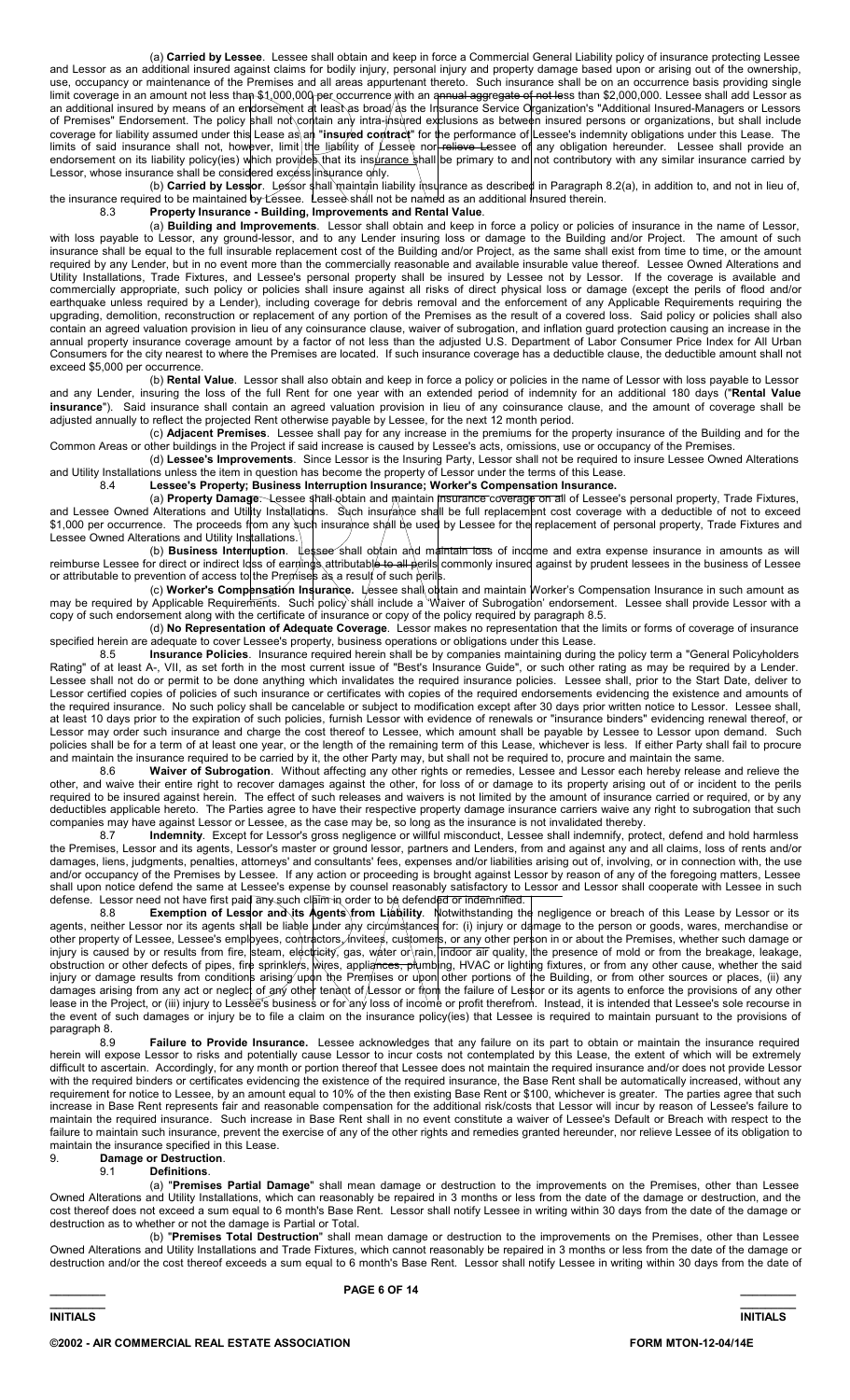(a) **Carried by Lessee**. Lessee shall obtain and keep in force a Commercial General Liability policy of insurance protecting Lessee and Lessor as an additional insured against claims for bodily injury, personal injury and property damage based upon or arising out of the ownership, use, occupancy or maintenance of the Premises and all areas appurtenant thereto. Such insurance shall be on an occurrence basis providing single limit coverage in an amount not less than $1,000,000 per occurrence with an annual aggregate of not less than $2,000,000. Lessee shall add Lessor as an additional insured by means of an endorsement at least as broad as the Insurance Service Organization's "Additional Insured-Managers or Lessors of Premises" Endorsement. The policy shall not contain any intra-insured exclusions as between insured persons or organizations, but shall include coverage for liability assumed under this Lease as an "**insured contract**" for the performance of Lessee's indemnity obligations under this Lease. The limits of said insurance shall not, however, limit the liability of Lessee nor relieve Lessee of any obligation hereunder. Lessee shall provide an endorsement on its liability policy(ies) which provides that its insurance shall be primary to and not contributory with any similar insurance carried by Lessor, whose insurance shall be considered excess insurance only.

(b) **Carried by Lessor**. Lessor shall maintain liability insurance as described in Paragraph 8.2(a), in addition to, and not in lieu of, the insurance required to be maintained by Lessee. Lessee shall not be named as an additional insured therein.

8.3 **Property Insurance - Building, Improvements and Rental Value**.

(a) **Building and Improvements**. Lessor shall obtain and keep in force a policy or policies of insurance in the name of Lessor, with loss payable to Lessor, any ground-lessor, and to any Lender insuring loss or damage to the Building and/or Project. The amount of such insurance shall be equal to the full insurable replacement cost of the Building and/or Project, as the same shall exist from time to time, or the amount required by any Lender, but in no event more than the commercially reasonable and available insurable value thereof. Lessee Owned Alterations and Utility Installations, Trade Fixtures, and Lessee's personal property shall be insured by Lessee not by Lessor. If the coverage is available and commercially appropriate, such policy or policies shall insure against all risks of direct physical loss or damage (except the perils of flood and/or earthquake unless required by a Lender), including coverage for debris removal and the enforcement of any Applicable Requirements requiring the upgrading, demolition, reconstruction or replacement of any portion of the Premises as the result of a covered loss. Said policy or policies shall also contain an agreed valuation provision in lieu of any coinsurance clause, waiver of subrogation, and inflation guard protection causing an increase in the annual property insurance coverage amount by a factor of not less than the adjusted U.S. Department of Labor Consumer Price Index for All Urban Consumers for the city nearest to where the Premises are located. If such insurance coverage has a deductible clause, the deductible amount shall not exceed $5,000 per occurrence.

(b) **Rental Value**. Lessor shall also obtain and keep in force a policy or policies in the name of Lessor with loss payable to Lessor and any Lender, insuring the loss of the full Rent for one year with an extended period of indemnity for an additional 180 days ("**Rental Value insurance**"). Said insurance shall contain an agreed valuation provision in lieu of any coinsurance clause, and the amount of coverage shall be adjusted annually to reflect the projected Rent otherwise payable by Lessee, for the next 12 month period.

(c) **Adjacent Premises**. Lessee shall pay for any increase in the premiums for the property insurance of the Building and for the Common Areas or other buildings in the Project if said increase is caused by Lessee's acts, omissions, use or occupancy of the Premises.

(d) **Lessee's Improvements**. Since Lessor is the Insuring Party, Lessor shall not be required to insure Lessee Owned Alterations and Utility Installations unless the item in question has become the property of Lessor under the terms of this Lease.

8.4 **Lessee's Property; Business Interruption Insurance; Worker's Compensation Insurance.**

(a) **Property Damage**. Lessee shall obtain and maintain insurance coverage on all of Lessee's personal property, Trade Fixtures, and Lessee Owned Alterations and Utility Installations. Such insurance shall be full replacement cost coverage with a deductible of not to exceed $1,000 per occurrence. The proceeds from any such insurance shall be used by Lessee for the replacement of personal property, Trade Fixtures and Lessee Owned Alterations and Utility Installations.

(b) **Business Interruption**. Lessee shall obtain and maintain loss of income and extra expense insurance in amounts as will reimburse Lessee for direct or indirect loss of earnings attributable to all perils commonly insured against by prudent lessees in the business of Lessee or attributable to prevention of access to the Premises as a result of such perils.

(c) **Worker's Compensation Insurance.** Lessee shall obtain and maintain Worker's Compensation Insurance in such amount as may be required by Applicable Requirements. Such policy shall include a 'Waiver of Subrogation' endorsement. Lessee shall provide Lessor with a copy of such endorsement along with the certificate of insurance or copy of the policy required by paragraph 8.5.

(d) **No Representation of Adequate Coverage**. Lessor makes no representation that the limits or forms of coverage of insurance specified herein are adequate to cover Lessee's property, business operations or obligations under this Lease.

8.5 **Insurance Policies**. Insurance required herein shall be by companies maintaining during the policy term a "General Policyholders Rating" of at least A-, VII, as set forth in the most current issue of "Best's Insurance Guide", or such other rating as may be required by a Lender. Lessee shall not do or permit to be done anything which invalidates the required insurance policies. Lessee shall, prior to the Start Date, deliver to Lessor certified copies of policies of such insurance or certificates with copies of the required endorsements evidencing the existence and amounts of the required insurance. No such policy shall be cancelable or subject to modification except after 30 days prior written notice to Lessor. Lessee shall, at least 10 days prior to the expiration of such policies, furnish Lessor with evidence of renewals or "insurance binders" evidencing renewal thereof, or Lessor may order such insurance and charge the cost thereof to Lessee, which amount shall be payable by Lessee to Lessor upon demand. Such policies shall be for a term of at least one year, or the length of the remaining term of this Lease, whichever is less. If either Party shall fail to procure and maintain the insurance required to be carried by it, the other Party may, but shall not be required to, procure and maintain the same.

8.6 **Waiver of Subrogation**. Without affecting any other rights or remedies, Lessee and Lessor each hereby release and relieve the other, and waive their entire right to recover damages against the other, for loss of or damage to its property arising out of or incident to the perils required to be insured against herein. The effect of such releases and waivers is not limited by the amount of insurance carried or required, or by any deductibles applicable hereto. The Parties agree to have their respective property damage insurance carriers waive any right to subrogation that such companies may have against Lessor or Lessee, as the case may be, so long as the insurance is not invalidated thereby.

8.7 **Indemnity**. Except for Lessor's gross negligence or willful misconduct, Lessee shall indemnify, protect, defend and hold harmless the Premises, Lessor and its agents, Lessor's master or ground lessor, partners and Lenders, from and against any and all claims, loss of rents and/or damages, liens, judgments, penalties, attorneys' and consultants' fees, expenses and/or liabilities arising out of, involving, or in connection with, the use and/or occupancy of the Premises by Lessee. If any action or proceeding is brought against Lessor by reason of any of the foregoing matters, Lessee shall upon notice defend the same at Lessee's expense by counsel reasonably satisfactory to Lessor and Lessor shall cooperate with Lessee in such defense. Lessor need not have first paid any such claim in order to be defended or indemnified.

8.8 **Exemption of Lessor and its Agents from Liability**. Notwithstanding the negligence or breach of this Lease by Lessor or its agents, neither Lessor nor its agents shall be liable under any circumstances for: (i) injury or damage to the person or goods, wares, merchandise or other property of Lessee, Lessee's employees, contractors, invitees, customers, or any other person in or about the Premises, whether such damage or injury is caused by or results from fire, steam, electricity, gas, water or rain, indoor air quality, the presence of mold or from the breakage, leakage, obstruction or other defects of pipes, fire sprinklers, wires, appliances, plumbing, HVAC or lighting fixtures, or from any other cause, whether the said injury or damage results from conditions arising upon the Premises or upon other portions of the Building, or from other sources or places, (ii) any damages arising from any act or neglect of any other tenant of Lessor or from the failure of Lessor or its agents to enforce the provisions of any other lease in the Project, or (iii) injury to Lessee's business or for any loss of income or profit therefrom. Instead, it is intended that Lessee's sole recourse in the event of such damages or injury be to file a claim on the insurance policy(ies) that Lessee is required to maintain pursuant to the provisions of paragraph 8.

8.9 **Failure to Provide Insurance**. Lessee acknowledges that any failure on its part to obtain or maintain the insurance required herein will expose Lessor to risks and potentially cause Lessor to incur costs not contemplated by this Lease, the extent of which will be extremely difficult to ascertain. Accordingly, for any month or portion thereof that Lessee does not maintain the required insurance and/or does not provide Lessor with the required binders or certificates evidencing the existence of the required insurance, the Base Rent shall be automatically increased, without any requirement for notice to Lessee, by an amount equal to 10% of the then existing Base Rent or $100, whichever is greater. The parties agree that such increase in Base Rent represents fair and reasonable compensation for the additional risk/costs that Lessor will incur by reason of Lessee's failure to maintain the required insurance. Such increase in Base Rent shall in no event constitute a waiver of Lessee's Default or Breach with respect to the failure to maintain such insurance, prevent the exercise of any of the other rights and remedies granted hereunder, nor relieve Lessee of its obligation to maintain the insurance specified in this Lease.

9. **Damage or Destruction**.

9.1 **Definitions**.

(a) "**Premises Partial Damage**" shall mean damage or destruction to the improvements on the Premises, other than Lessee Owned Alterations and Utility Installations, which can reasonably be repaired in 3 months or less from the date of the damage or destruction, and the cost thereof does not exceed a sum equal to 6 month's Base Rent. Lessor shall notify Lessee in writing within 30 days from the date of the damage or destruction as to whether or not the damage is Partial or Total.

(b) "**Premises Total Destruction**" shall mean damage or destruction to the improvements on the Premises, other than Lessee Owned Alterations and Utility Installations and Trade Fixtures, which cannot reasonably be repaired in 3 months or less from the date of the damage or destruction and/or the cost thereof exceeds a sum equal to 6 month's Base Rent. Lessor shall notify Lessee in writing within 30 days from the date of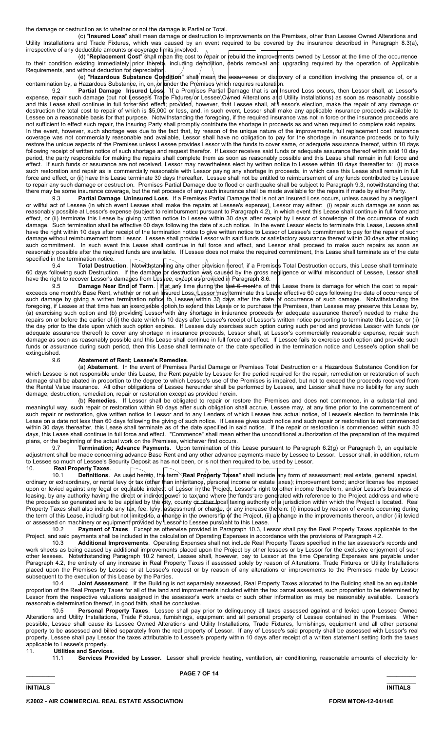the damage or destruction as to whether or not the damage is Partial or Total.

(c) "**Insured Loss**" shall mean damage or destruction to improvements on the Premises, other than Lessee Owned Alterations and Utility Installations and Trade Fixtures, which was caused by an event required to be covered by the insurance described in Paragraph 8.3(a), irrespective of any deductible amounts or coverage limits involved.

(d) "**Replacement Cost**" shall mean the cost to repair or rebuild the improvements owned by Lessor at the time of the occurrence to their condition existing immediately prior thereto, including demolition, debris removal and upgrading required by the operation of Applicable Requirements, and without deduction for depreciation.

(e) "**Hazardous Substance Condition**" shall mean the occurrence or discovery of a condition involving the presence of, or a contamination by, a Hazardous Substance, in, on, or under the Premises which requires restoration.

9.2 **Partial Damage Insured Loss**. If a Premises Partial Damage that is an Insured Loss occurs, then Lessor shall, at Lessor's expense, repair such damage (but not Lessee's Trade Fixtures or Lessee Owned Alterations and Utility Installations) as soon as reasonably possible and this Lease shall continue in full force and effect; provided, however, that Lessee shall, at Lessor's election, make the repair of any damage or destruction the total cost to repair of which is $5,000 or less, and, in such event, Lessor shall make any applicable insurance proceeds available to Lessee on a reasonable basis for that purpose. Notwithstanding the foregoing, if the required insurance was not in force or the insurance proceeds are not sufficient to effect such repair, the Insuring Party shall promptly contribute the shortage in proceeds as and when required to complete said repairs. In the event, however, such shortage was due to the fact that, by reason of the unique nature of the improvements, full replacement cost insurance coverage was not commercially reasonable and available, Lessor shall have no obligation to pay for the shortage in insurance proceeds or to fully restore the unique aspects of the Premises unless Lessee provides Lessor with the funds to cover same, or adequate assurance thereof, within 10 days following receipt of written notice of such shortage and request therefor. If Lessor receives said funds or adequate assurance thereof within said 10 day period, the party responsible for making the repairs shall complete them as soon as reasonably possible and this Lease shall remain in full force and effect. If such funds or assurance are not received, Lessor may nevertheless elect by written notice to Lessee within 10 days thereafter to: (i) make such restoration and repair as is commercially reasonable with Lessor paying any shortage in proceeds, in which case this Lease shall remain in full force and effect, or (ii) have this Lease terminate 30 days thereafter. Lessee shall not be entitled to reimbursement of any funds contributed by Lessee to repair any such damage or destruction. Premises Partial Damage due to flood or earthquake shall be subject to Paragraph 9.3, notwithstanding that there may be some insurance coverage, but the net proceeds of any such insurance shall be made available for the repairs if made by either Party.

9.3 **Partial Damage Uninsured Loss**. If a Premises Partial Damage that is not an Insured Loss occurs, unless caused by a negligent or willful act of Lessee (in which event Lessee shall make the repairs at Lessee's expense), Lessor may either: (i) repair such damage as soon as reasonably possible at Lessor's expense (subject to reimbursement pursuant to Paragraph 4.2), in which event this Lease shall continue in full force and effect, or (ii) terminate this Lease by giving written notice to Lessee within 30 days after receipt by Lessor of knowledge of the occurrence of such damage. Such termination shall be effective 60 days following the date of such notice. In the event Lessor elects to terminate this Lease, Lessee shall have the right within 10 days after receipt of the termination notice to give written notice to Lessor of Lessee's commitment to pay for the repair of such damage without reimbursement from Lessor. Lessee shall provide Lessor with said funds or satisfactory assurance thereof within 30 days after making such commitment. In such event this Lease shall continue in full force and effect, and Lessor shall proceed to make such repairs as soon as reasonably possible after the required funds are available. If Lessee does not make the required commitment, this Lease shall terminate as of the date specified in the termination notice.

9.4 **Total Destruction**. Notwithstanding any other provision hereof, if a Premises Total Destruction occurs, this Lease shall terminate 60 days following such Destruction. If the damage or destruction was caused by the gross negligence or willful misconduct of Lessee, Lessor shall have the right to recover Lessor's damages from Lessee, except as provided in Paragraph 8.6.

9.5 **Damage Near End of Term**. If at any time during the last 6 months of this Lease there is damage for which the cost to repair exceeds one month's Base Rent, whether or not an Insured Loss, Lessor may terminate this Lease effective 60 days following the date of occurrence of such damage by giving a written termination notice to Lessee within 30 days after the date of occurrence of such damage. Notwithstanding the foregoing, if Lessee at that time has an exercisable option to extend this Lease or to purchase the Premises, then Lessee may preserve this Lease by, (a) exercising such option and (b) providing Lessor with any shortage in insurance proceeds (or adequate assurance thereof) needed to make the repairs on or before the earlier of (i) the date which is 10 days after Lessee's receipt of Lessor's written notice purporting to terminate this Lease, or (ii) the day prior to the date upon which such option expires. If Lessee duly exercises such option during such period and provides Lessor with funds (or adequate assurance thereof) to cover any shortage in insurance proceeds, Lessor shall, at Lessor's commercially reasonable expense, repair such damage as soon as reasonably possible and this Lease shall continue in full force and effect. If Lessee fails to exercise such option and provide such funds or assurance during such period, then this Lease shall terminate on the date specified in the termination notice and Lessee's option shall be extinguished.

9.6 **Abatement of Rent; Lessee's Remedies**.

(a) **Abatement**. In the event of Premises Partial Damage or Premises Total Destruction or a Hazardous Substance Condition for which Lessee is not responsible under this Lease, the Rent payable by Lessee for the period required for the repair, remediation or restoration of such damage shall be abated in proportion to the degree to which Lessee's use of the Premises is impaired, but not to exceed the proceeds received from the Rental Value insurance. All other obligations of Lessee hereunder shall be performed by Lessee, and Lessor shall have no liability for any such damage, destruction, remediation, repair or restoration except as provided herein.

(b) **Remedies**. If Lessor shall be obligated to repair or restore the Premises and does not commence, in a substantial and meaningful way, such repair or restoration within 90 days after such obligation shall accrue, Lessee may, at any time prior to the commencement of such repair or restoration, give written notice to Lessor and to any Lenders of which Lessee has actual notice, of Lessee's election to terminate this Lease on a date not less than 60 days following the giving of such notice. If Lessee gives such notice and such repair or restoration is not commenced within 30 days thereafter, this Lease shall terminate as of the date specified in said notice. If the repair or restoration is commenced within such 30 days, this Lease shall continue in full force and effect. "Commence" shall mean either the unconditional authorization of the preparation of the required plans, or the beginning of the actual work on the Premises, whichever first occurs.

9.7 **Termination; Advance Payments**. Upon termination of this Lease pursuant to Paragraph 6.2(g) or Paragraph 9, an equitable adjustment shall be made concerning advance Base Rent and any other advance payments made by Lessee to Lessor. Lessor shall, in addition, return to Lessee so much of Lessee's Security Deposit as has not been, or is not then required to be, used by Lessor.

10. **Real Property Taxes**.

10.1 **Definitions**. As used herein, the term "**Real Property Taxes**" shall include any form of assessment; real estate, general, special, ordinary or extraordinary, or rental levy or tax (other than inheritance, personal income or estate taxes); improvement bond; and/or license fee imposed upon or levied against any legal or equitable interest of Lessor in the Project, Lessor's right to other income therefrom, and/or Lessor's business of leasing, by any authority having the direct or indirect power to tax and where the funds are generated with reference to the Project address and where the proceeds so generated are to be applied by the city, county or other local taxing authority of a jurisdiction within which the Project is located. Real Property Taxes shall also include any tax, fee, levy, assessment or charge, or any increase therein: (i) imposed by reason of events occurring during the term of this Lease, including but not limited to, a change in the ownership of the Project, (ii) a change in the improvements thereon, and/or (iii) levied or assessed on machinery or equipment provided by Lessor to Lessee pursuant to this Lease.

10.2 **Payment of Taxes**. Except as otherwise provided in Paragraph 10.3, Lessor shall pay the Real Property Taxes applicable to the Project, and said payments shall be included in the calculation of Operating Expenses in accordance with the provisions of Paragraph 4.2.

10.3 **Additional Improvements**. Operating Expenses shall not include Real Property Taxes specified in the tax assessor's records and work sheets as being caused by additional improvements placed upon the Project by other lessees or by Lessor for the exclusive enjoyment of such other lessees. Notwithstanding Paragraph 10.2 hereof, Lessee shall, however, pay to Lessor at the time Operating Expenses are payable under Paragraph 4.2, the entirety of any increase in Real Property Taxes if assessed solely by reason of Alterations, Trade Fixtures or Utility Installations placed upon the Premises by Lessee or at Lessee's request or by reason of any alterations or improvements to the Premises made by Lessor subsequent to the execution of this Lease by the Parties.

10.4 **Joint Assessment**. If the Building is not separately assessed, Real Property Taxes allocated to the Building shall be an equitable proportion of the Real Property Taxes for all of the land and improvements included within the tax parcel assessed, such proportion to be determined by Lessor from the respective valuations assigned in the assessor's work sheets or such other information as may be reasonably available. Lessor's reasonable determination thereof, in good faith, shall be conclusive.

10.5 **Personal Property Taxes**. Lessee shall pay prior to delinquency all taxes assessed against and levied upon Lessee Owned Alterations and Utility Installations, Trade Fixtures, furnishings, equipment and all personal property of Lessee contained in the Premises. When possible, Lessee shall cause its Lessee Owned Alterations and Utility Installations, Trade Fixtures, furnishings, equipment and all other personal property to be assessed and billed separately from the real property of Lessor. If any of Lessee's said property shall be assessed with Lessor's real property, Lessee shall pay Lessor the taxes attributable to Lessee's property within 10 days after receipt of a written statement setting forth the taxes applicable to Lessee's property.

11. **Utilities and Services**.

11.1 **Services Provided by Lessor.** Lessor shall provide heating, ventilation, air conditioning, reasonable amounts of electricity for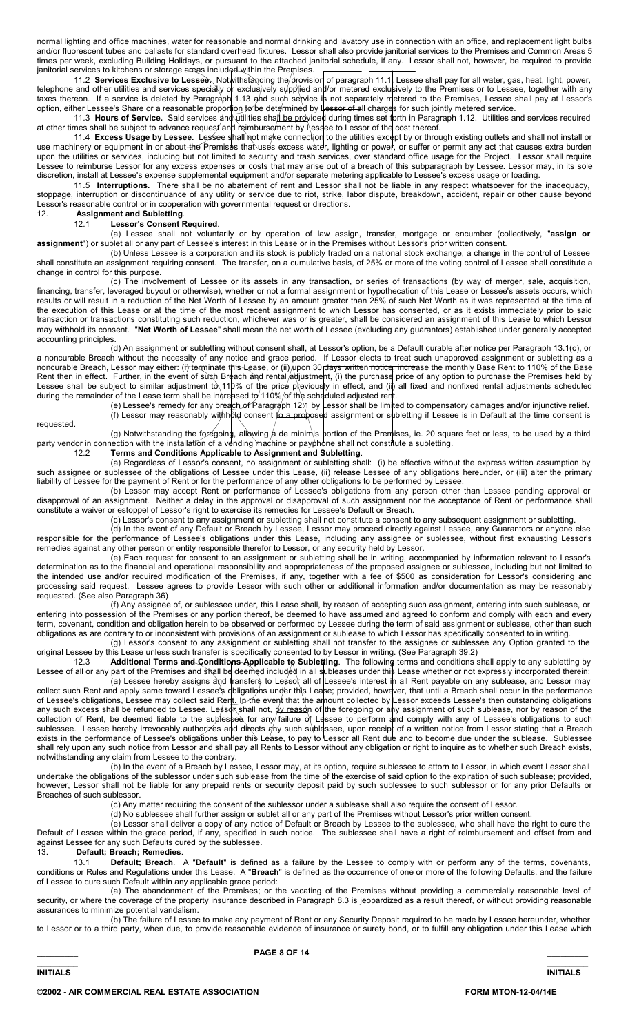normal lighting and office machines, water for reasonable and normal drinking and lavatory use in connection with an office, and replacement light bulbs and/or fluorescent tubes and ballasts for standard overhead fixtures. Lessor shall also provide janitorial services to the Premises and Common Areas 5 times per week, excluding Building Holidays, or pursuant to the attached janitorial schedule, if any. Lessor shall not, however, be required to provide janitorial services to kitchens or storage areas included within the Premises.

11.2 **Services Exclusive to Lessee.** Notwithstanding the provision of paragraph 11.1 Lessee shall pay for all water, gas, heat, light, power, telephone and other utilities and services specially or exclusively supplied and/or metered exclusively to the Premises or to Lessee, together with any taxes thereon. If a service is deleted by Paragraph 1.13 and such service is not separately metered to the Premises, Lessee shall pay at Lessor's option, either Lessee's Share or a reasonable proportion to be determined by Lessor of all charges for such jointly metered service.

11.3 **Hours of Service.** Said services and utilities shall be provided during times set forth in Paragraph 1.12. Utilities and services required at other times shall be subject to advance request and reimbursement by Lessee to Lessor of the cost thereof.

11.4 **Excess Usage by Lessee.** Lessee shall not make connection to the utilities except by or through existing outlets and shall not install or use machinery or equipment in or about the Premises that uses excess water, lighting or power, or suffer or permit any act that causes extra burden upon the utilities or services, including but not limited to security and trash services, over standard office usage for the Project. Lessor shall require Lessee to reimburse Lessor for any excess expenses or costs that may arise out of a breach of this subparagraph by Lessee. Lessor may, in its sole discretion, install at Lessee's expense supplemental equipment and/or separate metering applicable to Lessee's excess usage or loading.

11.5 **Interruptions.** There shall be no abatement of rent and Lessor shall not be liable in any respect whatsoever for the inadequacy, stoppage, interruption or discontinuance of any utility or service due to riot, strike, labor dispute, breakdown, accident, repair or other cause beyond Lessor's reasonable control or in cooperation with governmental request or directions.

## 12. Assignment and Subletting.

### 12.1 Lessor's Consent Required.

(a) Lessee shall not voluntarily or by operation of law assign, transfer, mortgage or encumber (collectively, "**assign or assignment**") or sublet all or any part of Lessee's interest in this Lease or in the Premises without Lessor's prior written consent.

(b) Unless Lessee is a corporation and its stock is publicly traded on a national stock exchange, a change in the control of Lessee shall constitute an assignment requiring consent. The transfer, on a cumulative basis, of 25% or more of the voting control of Lessee shall constitute a change in control for this purpose.

(c) The involvement of Lessee or its assets in any transaction, or series of transactions (by way of merger, sale, acquisition, financing, transfer, leveraged buyout or otherwise), whether or not a formal assignment or hypothecation of this Lease or Lessee's assets occurs, which results or will result in a reduction of the Net Worth of Lessee by an amount greater than 25% of such Net Worth as it was represented at the time of the execution of this Lease or at the time of the most recent assignment to which Lessor has consented, or as it exists immediately prior to said transaction or transactions constituting such reduction, whichever was or is greater, shall be considered an assignment of this Lease to which Lessor may withhold its consent. "**Net Worth of Lessee**" shall mean the net worth of Lessee (excluding any guarantors) established under generally accepted accounting principles.

(d) An assignment or subletting without consent shall, at Lessor's option, be a Default curable after notice per Paragraph 13.1(c), or a noncurable Breach without the necessity of any notice and grace period. If Lessor elects to treat such unapproved assignment or subletting as a noncurable Breach, Lessor may either: (i) terminate this Lease, or (ii) upon 30 days written notice, increase the monthly Base Rent to 110% of the Base Rent then in effect. Further, in the event of such Breach and rental adjustment, (i) the purchase price of any option to purchase the Premises held by Lessee shall be subject to similar adjustment to 110% of the price previously in effect, and (ii) all fixed and nonfixed rental adjustments scheduled during the remainder of the Lease term shall be increased to 110% of the scheduled adjusted rent.

(e) Lessee's remedy for any breach of Paragraph 12.1 by Lessor shall be limited to compensatory damages and/or injunctive relief.

(f) Lessor may reasonably withhold consent to a proposed assignment or subletting if Lessee is in Default at the time consent is requested.

(g) Notwithstanding the foregoing, allowing a de minimis portion of the Premises, ie. 20 square feet or less, to be used by a third party vendor in connection with the installation of a vending machine or payphone shall not constitute a subletting.

### 12.2 Terms and Conditions Applicable to Assignment and Subletting.

(a) Regardless of Lessor's consent, no assignment or subletting shall: (i) be effective without the express written assumption by such assignee or sublessee of the obligations of Lessee under this Lease, (ii) release Lessee of any obligations hereunder, or (iii) alter the primary liability of Lessee for the payment of Rent or for the performance of any other obligations to be performed by Lessee.

(b) Lessor may accept Rent or performance of Lessee's obligations from any person other than Lessee pending approval or disapproval of an assignment. Neither a delay in the approval or disapproval of such assignment nor the acceptance of Rent or performance shall constitute a waiver or estoppel of Lessor's right to exercise its remedies for Lessee's Default or Breach.

(c) Lessor's consent to any assignment or subletting shall not constitute a consent to any subsequent assignment or subletting.

(d) In the event of any Default or Breach by Lessee, Lessor may proceed directly against Lessee, any Guarantors or anyone else responsible for the performance of Lessee's obligations under this Lease, including any assignee or sublessee, without first exhausting Lessor's remedies against any other person or entity responsible therefor to Lessor, or any security held by Lessor.

(e) Each request for consent to an assignment or subletting shall be in writing, accompanied by information relevant to Lessor's determination as to the financial and operational responsibility and appropriateness of the proposed assignee or sublessee, including but not limited to the intended use and/or required modification of the Premises, if any, together with a fee of $500 as consideration for Lessor's considering and processing said request. Lessee agrees to provide Lessor with such other or additional information and/or documentation as may be reasonably requested. (See also Paragraph 36)

(f) Any assignee of, or sublessee under, this Lease shall, by reason of accepting such assignment, entering into such sublease, or entering into possession of the Premises or any portion thereof, be deemed to have assumed and agreed to conform and comply with each and every term, covenant, condition and obligation herein to be observed or performed by Lessee during the term of said assignment or sublease, other than such obligations as are contrary to or inconsistent with provisions of an assignment or sublease to which Lessor has specifically consented to in writing.

(g) Lessor's consent to any assignment or subletting shall not transfer to the assignee or sublessee any Option granted to the original Lessee by this Lease unless such transfer is specifically consented to by Lessor in writing. (See Paragraph 39.2)

12.3 **Additional Terms and Conditions Applicable to Subletting.** The following terms and conditions shall apply to any subletting by Lessee of all or any part of the Premises and shall be deemed included in all subleases under this Lease whether or not expressly incorporated therein:

(a) Lessee hereby assigns and transfers to Lessor all of Lessee's interest in all Rent payable on any sublease, and Lessor may collect such Rent and apply same toward Lessee's obligations under this Lease; provided, however, that until a Breach shall occur in the performance of Lessee's obligations, Lessee may collect said Rent. In the event that the amount collected by Lessor exceeds Lessee's then outstanding obligations any such excess shall be refunded to Lessee. Lessor shall not, by reason of the foregoing or any assignment of such sublease, nor by reason of the collection of Rent, be deemed liable to the sublessee for any failure of Lessee to perform and comply with any of Lessee's obligations to such sublessee. Lessee hereby irrevocably authorizes and directs any such sublessee, upon receipt of a written notice from Lessor stating that a Breach exists in the performance of Lessee's obligations under this Lease, to pay to Lessor all Rent due and to become due under the sublease. Sublessee shall rely upon any such notice from Lessor and shall pay all Rents to Lessor without any obligation or right to inquire as to whether such Breach exists, notwithstanding any claim from Lessee to the contrary.

(b) In the event of a Breach by Lessee, Lessor may, at its option, require sublessee to attorn to Lessor, in which event Lessor shall undertake the obligations of the sublessor under such sublease from the time of the exercise of said option to the expiration of such sublease; provided, however, Lessor shall not be liable for any prepaid rents or security deposit paid by such sublessee to such sublessor or for any prior Defaults or Breaches of such sublessor.

(c) Any matter requiring the consent of the sublessor under a sublease shall also require the consent of Lessor.

(d) No sublessee shall further assign or sublet all or any part of the Premises without Lessor's prior written consent.

(e) Lessor shall deliver a copy of any notice of Default or Breach by Lessee to the sublessee, who shall have the right to cure the Default of Lessee within the grace period, if any, specified in such notice. The sublessee shall have a right of reimbursement and offset from and against Lessee for any such Defaults cured by the sublessee.

## 13. Default; Breach; Remedies.

13.1 **Default; Breach.** A "**Default**" is defined as a failure by the Lessee to comply with or perform any of the terms, covenants, conditions or Rules and Regulations under this Lease. A "**Breach**" is defined as the occurrence of one or more of the following Defaults, and the failure of Lessee to cure such Default within any applicable grace period:

(a) The abandonment of the Premises; or the vacating of the Premises without providing a commercially reasonable level of security, or where the coverage of the property insurance described in Paragraph 8.3 is jeopardized as a result thereof, or without providing reasonable assurances to minimize potential vandalism.

(b) The failure of Lessee to make any payment of Rent or any Security Deposit required to be made by Lessee hereunder, whether to Lessor or to a third party, when due, to provide reasonable evidence of insurance or surety bond, or to fulfill any obligation under this Lease which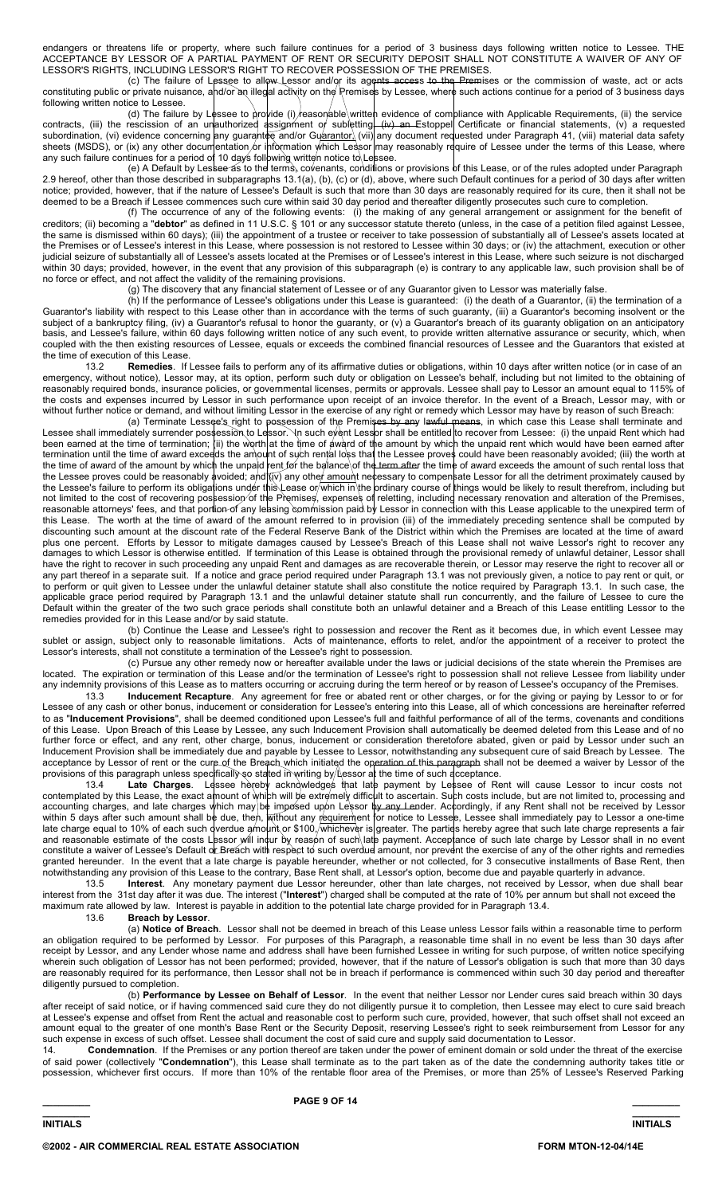endangers or threatens life or property, where such failure continues for a period of 3 business days following written notice to Lessee. THE ACCEPTANCE BY LESSOR OF A PARTIAL PAYMENT OF RENT OR SECURITY DEPOSIT SHALL NOT CONSTITUTE A WAIVER OF ANY OF LESSOR'S RIGHTS, INCLUDING LESSOR'S RIGHT TO RECOVER POSSESSION OF THE PREMISES.

(c) The failure of Lessee to allow Lessor and/or its agents access to the Premises or the commission of waste, act or acts constituting public or private nuisance, and/or an illegal activity on the Premises by Lessee, where such actions continue for a period of 3 business days following written notice to Lessee.

(d) The failure by Lessee to provide (i) reasonable written evidence of compliance with Applicable Requirements, (ii) the service contracts, (iii) the rescission of an unauthorized assignment or subletting, (iv) an Estoppel Certificate or financial statements, (v) a requested subordination, (vi) evidence concerning any guaranty and/or Guarantor, (vii) any document requested under Paragraph 41, (viii) material data safety sheets (MSDS), or (ix) any other documentation or information which Lessor may reasonably require of Lessee under the terms of this Lease, where any such failure continues for a period of 10 days following written notice to Lessee.

(e) A Default by Lessee as to the terms, covenants, conditions or provisions of this Lease, or of the rules adopted under Paragraph 2.9 hereof, other than those described in subparagraphs 13.1(a), (b), (c) or (d), above, where such Default continues for a period of 30 days after written notice; provided, however, that if the nature of Lessee's Default is such that more than 30 days are reasonably required for its cure, then it shall not be deemed to be a Breach if Lessee commences such cure within said 30 day period and thereafter diligently prosecutes such cure to completion.

(f) The occurrence of any of the following events: (i) the making of any general arrangement or assignment for the benefit of creditors; (ii) becoming a "**debtor**" as defined in 11 U.S.C. § 101 or any successor statute thereto (unless, in the case of a petition filed against Lessee, the same is dismissed within 60 days); (iii) the appointment of a trustee or receiver to take possession of substantially all of Lessee's assets located at the Premises or of Lessee's interest in this Lease, where possession is not restored to Lessee within 30 days; or (iv) the attachment, execution or other judicial seizure of substantially all of Lessee's assets located at the Premises or of Lessee's interest in this Lease, where such seizure is not discharged within 30 days; provided, however, in the event that any provision of this subparagraph (e) is contrary to any applicable law, such provision shall be of no force or effect, and not affect the validity of the remaining provisions.

(g) The discovery that any financial statement of Lessee or of any Guarantor given to Lessor was materially false.

(h) If the performance of Lessee's obligations under this Lease is guaranteed: (i) the death of a Guarantor, (ii) the termination of a Guarantor's liability with respect to this Lease other than in accordance with the terms of such guaranty, (iii) a Guarantor's becoming insolvent or the subject of a bankruptcy filing, (iv) a Guarantor's refusal to honor the guaranty, or (v) a Guarantor's breach of its guaranty obligation on an anticipatory basis, and Lessee's failure, within 60 days following written notice of any such event, to provide written alternative assurance or security, which, when coupled with the then existing resources of Lessee, equals or exceeds the combined financial resources of Lessee and the Guarantors that existed at the time of execution of this Lease.

13.2 **Remedies**. If Lessee fails to perform any of its affirmative duties or obligations, within 10 days after written notice (or in case of an emergency, without notice), Lessor may, at its option, perform such duty or obligation on Lessee's behalf, including but not limited to the obtaining of reasonably required bonds, insurance policies, or governmental licenses, permits or approvals. Lessee shall pay to Lessor an amount equal to 115% of the costs and expenses incurred by Lessor in such performance upon receipt of an invoice therefor. In the event of a Breach, Lessor may, with or without further notice or demand, and without limiting Lessor in the exercise of any right or remedy which Lessor may have by reason of such Breach:

(a) Terminate Lessee's right to possession of the Premises by any lawful means, in which case this Lease shall terminate and Lessee shall immediately surrender possession to Lessor. In such event Lessor shall be entitled to recover from Lessee: (i) the unpaid Rent which had been earned at the time of termination; (ii) the worth at the time of award of the amount by which the unpaid rent which would have been earned after termination until the time of award exceeds the amount of such rental loss that the Lessee proves could have been reasonably avoided; (iii) the worth at the time of award of the amount by which the unpaid rent for the balance of the term after the time of award exceeds the amount of such rental loss that the Lessee proves could be reasonably avoided; and (iv) any other amount necessary to compensate Lessor for all the detriment proximately caused by the Lessee's failure to perform its obligations under this Lease or which in the ordinary course of things would be likely to result therefrom, including but not limited to the cost of recovering possession of the Premises, expenses of reletting, including necessary renovation and alteration of the Premises, reasonable attorneys' fees, and that portion of any leasing commission paid by Lessor in connection with this Lease applicable to the unexpired term of this Lease. The worth at the time of award of the amount referred to in provision (iii) of the immediately preceding sentence shall be computed by discounting such amount at the discount rate of the Federal Reserve Bank of the District within which the Premises are located at the time of award plus one percent. Efforts by Lessor to mitigate damages caused by Lessee's Breach of this Lease shall not waive Lessor's right to recover any damages to which Lessor is otherwise entitled. If termination of this Lease is obtained through the provisional remedy of unlawful detainer, Lessor shall have the right to recover in such proceeding any unpaid Rent and damages as are recoverable therein, or Lessor may reserve the right to recover all or any part thereof in a separate suit. If a notice and grace period required under Paragraph 13.1 was not previously given, a notice to pay rent or quit, or to perform or quit given to Lessee under the unlawful detainer statute shall also constitute the notice required by Paragraph 13.1. In such case, the applicable grace period required by Paragraph 13.1 and the unlawful detainer statute shall run concurrently, and the failure of Lessee to cure the Default within the greater of the two such grace periods shall constitute both an unlawful detainer and a Breach of this Lease entitling Lessor to the remedies provided for in this Lease and/or by said statute.

(b) Continue the Lease and Lessee's right to possession and recover the Rent as it becomes due, in which event Lessee may sublet or assign, subject only to reasonable limitations. Acts of maintenance, efforts to relet, and/or the appointment of a receiver to protect the Lessor's interests, shall not constitute a termination of the Lessee's right to possession.

(c) Pursue any other remedy now or hereafter available under the laws or judicial decisions of the state wherein the Premises are located. The expiration or termination of this Lease and/or the termination of Lessee's right to possession shall not relieve Lessee from liability under any indemnity provisions of this Lease as to matters occurring or accruing during the term hereof or by reason of Lessee's occupancy of the Premises.

13.3 **Inducement Recapture**. Any agreement for free or abated rent or other charges, or for the giving or paying by Lessor to or for Lessee of any cash or other bonus, inducement or consideration for Lessee's entering into this Lease, all of which concessions are hereinafter referred to as "**Inducement Provisions**", shall be deemed conditioned upon Lessee's full and faithful performance of all of the terms, covenants and conditions of this Lease. Upon Breach of this Lease by Lessee, any such Inducement Provision shall automatically be deemed deleted from this Lease and of no further force or effect, and any rent, other charge, bonus, inducement or consideration theretofore abated, given or paid by Lessor under such an Inducement Provision shall be immediately due and payable by Lessee to Lessor, notwithstanding any subsequent cure of said Breach by Lessee. The acceptance by Lessor of rent or the cure of the Breach which initiated the operation of this paragraph shall not be deemed a waiver by Lessor of the provisions of this paragraph unless specifically so stated in writing by Lessor at the time of such acceptance.

13.4 **Late Charges**. Lessee hereby acknowledges that late payment by Lessee of Rent will cause Lessor to incur costs not contemplated by this Lease, the exact amount of which will be extremely difficult to ascertain. Such costs include, but are not limited to, processing and accounting charges, and late charges which may be imposed upon Lessor by any Lender. Accordingly, if any Rent shall not be received by Lessor within 5 days after such amount shall be due, then, without any requirement for notice to Lessee, Lessee shall immediately pay to Lessor a one-time late charge equal to 10% of each such overdue amount or $100, whichever is greater. The parties hereby agree that such late charge represents a fair and reasonable estimate of the costs Lessor will incur by reason of such late payment. Acceptance of such late charge by Lessor shall in no event constitute a waiver of Lessee's Default or Breach with respect to such overdue amount, nor prevent the exercise of any of the other rights and remedies granted hereunder. In the event that a late charge is payable hereunder, whether or not collected, for 3 consecutive installments of Base Rent, then notwithstanding any provision of this Lease to the contrary, Base Rent shall, at Lessor's option, become due and payable quarterly in advance.

13.5 **Interest**. Any monetary payment due Lessor hereunder, other than late charges, not received by Lessor, when due shall bear interest from the 31st day after it was due. The interest ("**Interest**") charged shall be computed at the rate of 10% per annum but shall not exceed the maximum rate allowed by law. Interest is payable in addition to the potential late charge provided for in Paragraph 13.4.

13.6 **Breach by Lessor**.

(a) **Notice of Breach**. Lessor shall not be deemed in breach of this Lease unless Lessor fails within a reasonable time to perform an obligation required to be performed by Lessor. For purposes of this Paragraph, a reasonable time shall in no event be less than 30 days after receipt by Lessor, and any Lender whose name and address shall have been furnished Lessee in writing for such purpose, of written notice specifying wherein such obligation of Lessor has not been performed; provided, however, that if the nature of Lessor's obligation is such that more than 30 days are reasonably required for its performance, then Lessor shall not be in breach if performance is commenced within such 30 day period and thereafter diligently pursued to completion.

(b) **Performance by Lessee on Behalf of Lessor**. In the event that neither Lessor nor Lender cures said breach within 30 days after receipt of said notice, or if having commenced said cure they do not diligently pursue it to completion, then Lessee may elect to cure said breach at Lessee's expense and offset from Rent the actual and reasonable cost to perform such cure, provided, however, that such offset shall not exceed an amount equal to the greater of one month's Base Rent or the Security Deposit, reserving Lessee's right to seek reimbursement from Lessor for any such expense in excess of such offset. Lessee shall document the cost of said cure and supply said documentation to Lessor.

14. **Condemnation**. If the Premises or any portion thereof are taken under the power of eminent domain or sold under the threat of the exercise of said power (collectively "**Condemnation**"), this Lease shall terminate as to the part taken as of the date the condemning authority takes title or possession, whichever first occurs. If more than 10% of the rentable floor area of the Premises, or more than 25% of Lessee's Reserved Parking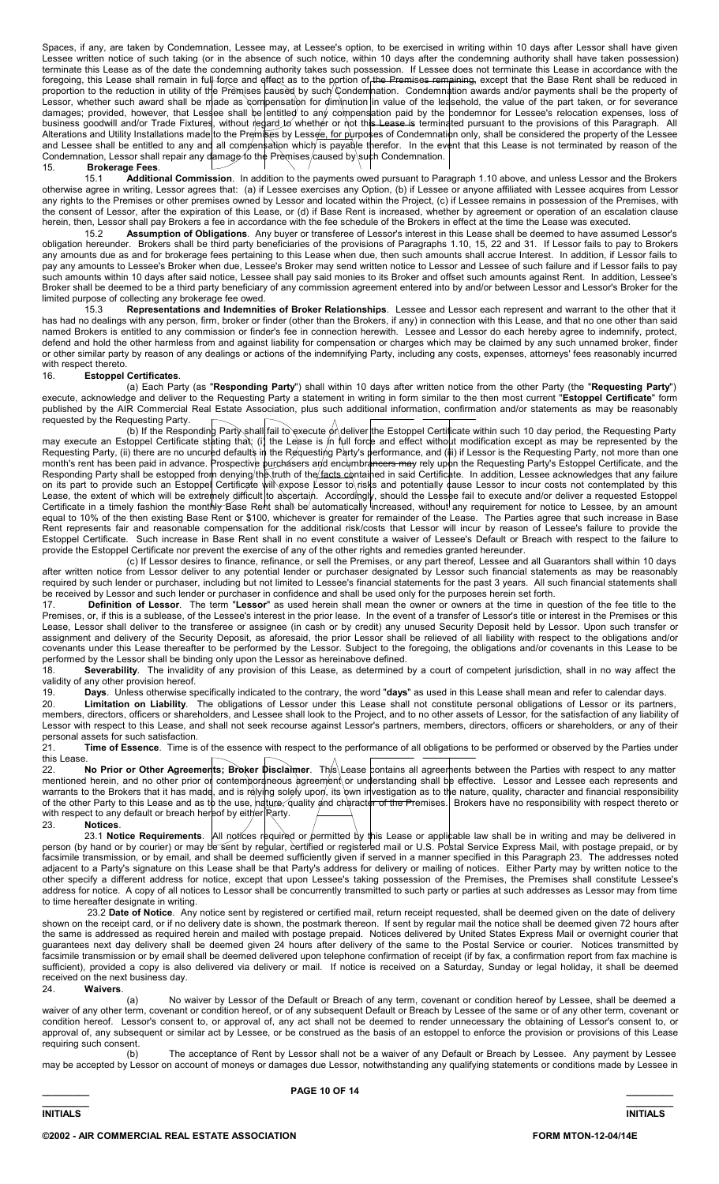Spaces, if any, are taken by Condemnation, Lessee may, at Lessee's option, to be exercised in writing within 10 days after Lessor shall have given Lessee written notice of such taking (or in the absence of such notice, within 10 days after the condemning authority shall have taken possession) terminate this Lease as of the date the condemning authority takes such possession. If Lessee does not terminate this Lease in accordance with the foregoing, this Lease shall remain in full force and effect as to the portion of the Premises remaining, except that the Base Rent shall be reduced in proportion to the reduction in utility of the Premises caused by such Condemnation. Condemnation awards and/or payments shall be the property of Lessor, whether such award shall be made as compensation for diminution in value of the leasehold, the value of the part taken, or for severance damages; provided, however, that Lessee shall be entitled to any compensation paid by the condemnor for Lessee's relocation expenses, loss of business goodwill and/or Trade Fixtures, without regard to whether or not this Lease is terminated pursuant to the provisions of this Paragraph. All Alterations and Utility Installations made to the Premises by Lessee, for purposes of Condemnation only, shall be considered the property of the Lessee and Lessee shall be entitled to any and all compensation which is payable therefor. In the event that this Lease is not terminated by reason of the Condemnation, Lessor shall repair any damage to the Premises caused by such Condemnation.

15. **Brokerage Fees**.

15.1 **Additional Commission**. In addition to the payments owed pursuant to Paragraph 1.10 above, and unless Lessor and the Brokers otherwise agree in writing, Lessor agrees that: (a) if Lessee exercises any Option, (b) if Lessee or anyone affiliated with Lessee acquires from Lessor any rights to the Premises or other premises owned by Lessor and located within the Project, (c) if Lessee remains in possession of the Premises, with the consent of Lessor, after the expiration of this Lease, or (d) if Base Rent is increased, whether by agreement or operation of an escalation clause herein, then, Lessor shall pay Brokers a fee in accordance with the fee schedule of the Brokers in effect at the time the Lease was executed.

15.2 **Assumption of Obligations**. Any buyer or transferee of Lessor's interest in this Lease shall be deemed to have assumed Lessor's obligation hereunder. Brokers shall be third party beneficiaries of the provisions of Paragraphs 1.10, 15, 22 and 31. If Lessor fails to pay to Brokers any amounts due as and for brokerage fees pertaining to this Lease when due, then such amounts shall accrue Interest. In addition, if Lessor fails to pay any amounts to Lessee's Broker when due, Lessee's Broker may send written notice to Lessor and Lessee of such failure and if Lessor fails to pay such amounts within 10 days after said notice, Lessee shall pay said monies to its Broker and offset such amounts against Rent. In addition, Lessee's Broker shall be deemed to be a third party beneficiary of any commission agreement entered into by and/or between Lessor and Lessor's Broker for the limited purpose of collecting any brokerage fee owed.

15.3 **Representations and Indemnities of Broker Relationships**. Lessee and Lessor each represent and warrant to the other that it has had no dealings with any person, firm, broker or finder (other than the Brokers, if any) in connection with this Lease, and that no one other than said named Brokers is entitled to any commission or finder's fee in connection herewith. Lessee and Lessor do each hereby agree to indemnify, protect, defend and hold the other harmless from and against liability for compensation or charges which may be claimed by any such unnamed broker, finder or other similar party by reason of any dealings or actions of the indemnifying Party, including any costs, expenses, attorneys' fees reasonably incurred with respect thereto.

16. **Estoppel Certificates**.

(a) Each Party (as "**Responding Party**") shall within 10 days after written notice from the other Party (the "**Requesting Party**") execute, acknowledge and deliver to the Requesting Party a statement in writing in form similar to the then most current "**Estoppel Certificate**" form published by the AIR Commercial Real Estate Association, plus such additional information, confirmation and/or statements as may be reasonably requested by the Requesting Party.

(b) If the Responding Party shall fail to execute or deliver the Estoppel Certificate within such 10 day period, the Requesting Party may execute an Estoppel Certificate stating that: (i) the Lease is in full force and effect without modification except as may be represented by the Requesting Party, (ii) there are no uncured defaults in the Requesting Party's performance, and (iii) if Lessor is the Requesting Party, not more than one month's rent has been paid in advance. Prospective purchasers and encumbrancers may rely upon the Requesting Party's Estoppel Certificate, and the Responding Party shall be estopped from denying the truth of the facts contained in said Certificate. In addition, Lessee acknowledges that any failure on its part to provide such an Estoppel Certificate will expose Lessor to risks and potentially cause Lessor to incur costs not contemplated by this Lease, the extent of which will be extremely difficult to ascertain. Accordingly, should the Lessee fail to execute and/or deliver a requested Estoppel Certificate in a timely fashion the monthly Base Rent shall be automatically increased, without any requirement for notice to Lessee, by an amount equal to 10% of the then existing Base Rent or $100, whichever is greater for remainder of the Lease. The Parties agree that such increase in Base Rent represents fair and reasonable compensation for the additional risk/costs that Lessor will incur by reason of Lessee's failure to provide the Estoppel Certificate. Such increase in Base Rent shall in no event constitute a waiver of Lessee's Default or Breach with respect to the failure to provide the Estoppel Certificate nor prevent the exercise of any of the other rights and remedies granted hereunder.

(c) If Lessor desires to finance, refinance, or sell the Premises, or any part thereof, Lessee and all Guarantors shall within 10 days after written notice from Lessor deliver to any potential lender or purchaser designated by Lessor such financial statements as may be reasonably required by such lender or purchaser, including but not limited to Lessee's financial statements for the past 3 years. All such financial statements shall be received by Lessor and such lender or purchaser in confidence and shall be used only for the purposes herein set forth.

17. **Definition of Lessor**. The term "**Lessor**" as used herein shall mean the owner or owners at the time in question of the fee title to the Premises, or, if this is a sublease, of the Lessee's interest in the prior lease. In the event of a transfer of Lessor's title or interest in the Premises or this Lease, Lessor shall deliver to the transferee or assignee (in cash or by credit) any unused Security Deposit held by Lessor. Upon such transfer or assignment and delivery of the Security Deposit, as aforesaid, the prior Lessor shall be relieved of all liability with respect to the obligations and/or covenants under this Lease thereafter to be performed by the Lessor. Subject to the foregoing, the obligations and/or covenants in this Lease to be performed by the Lessor shall be binding only upon the Lessor as hereinabove defined.

18. **Severability**. The invalidity of any provision of this Lease, as determined by a court of competent jurisdiction, shall in no way affect the validity of any other provision hereof.

19. **Days**. Unless otherwise specifically indicated to the contrary, the word "**days**" as used in this Lease shall mean and refer to calendar days.

20. **Limitation on Liability**. The obligations of Lessor under this Lease shall not constitute personal obligations of Lessor or its partners, members, directors, officers or shareholders, and Lessee shall look to the Project, and to no other assets of Lessor, for the satisfaction of any liability of Lessor with respect to this Lease, and shall not seek recourse against Lessor's partners, members, directors, officers or shareholders, or any of their personal assets for such satisfaction.

21. **Time of Essence**. Time is of the essence with respect to the performance of all obligations to be performed or observed by the Parties under this Lease.

22. **No Prior or Other Agreements; Broker Disclaimer**. This Lease contains all agreements between the Parties with respect to any matter mentioned herein, and no other prior or contemporaneous agreement or understanding shall be effective. Lessor and Lessee each represents and warrants to the Brokers that it has made, and is relying solely upon, its own investigation as to the nature, quality, character and financial responsibility of the other Party to this Lease and as to the use, nature, quality and character of the Premises. Brokers have no responsibility with respect thereto or with respect to any default or breach hereof by either Party.

23. **Notices**.

23.1 **Notice Requirements**. All notices required or permitted by this Lease or applicable law shall be in writing and may be delivered in person (by hand or by courier) or may be sent by regular, certified or registered mail or U.S. Postal Service Express Mail, with postage prepaid, or by facsimile transmission, or by email, and shall be deemed sufficiently given if served in a manner specified in this Paragraph 23. The addresses noted adjacent to a Party's signature on this Lease shall be that Party's address for delivery or mailing of notices. Either Party may by written notice to the other specify a different address for notice, except that upon Lessee's taking possession of the Premises, the Premises shall constitute Lessee's address for notice. A copy of all notices to Lessor shall be concurrently transmitted to such party or parties at such addresses as Lessor may from time to time hereafter designate in writing.

23.2 **Date of Notice**. Any notice sent by registered or certified mail, return receipt requested, shall be deemed given on the date of delivery shown on the receipt card, or if no delivery date is shown, the postmark thereon. If sent by regular mail the notice shall be deemed given 72 hours after the same is addressed as required herein and mailed with postage prepaid. Notices delivered by United States Express Mail or overnight courier that guarantees next day delivery shall be deemed given 24 hours after delivery of the same to the Postal Service or courier. Notices transmitted by facsimile transmission or by email shall be deemed delivered upon telephone confirmation of receipt (if by fax, a confirmation report from fax machine is sufficient), provided a copy is also delivered via delivery or mail. If notice is received on a Saturday, Sunday or legal holiday, it shall be deemed received on the next business day.

24. **Waivers**.

(a) No waiver by Lessor of the Default or Breach of any term, covenant or condition hereof by Lessee, shall be deemed a waiver of any other term, covenant or condition hereof, or of any subsequent Default or Breach by Lessee of the same or of any other term, covenant or condition hereof. Lessor's consent to, or approval of, any act shall not be deemed to render unnecessary the obtaining of Lessor's consent to, or approval of, any subsequent or similar act by Lessee, or be construed as the basis of an estoppel to enforce the provision or provisions of this Lease requiring such consent.

(b) The acceptance of Rent by Lessor shall not be a waiver of any Default or Breach by Lessee. Any payment by Lessee may be accepted by Lessor on account of moneys or damages due Lessor, notwithstanding any qualifying statements or conditions made by Lessee in

INITIALS INITIALS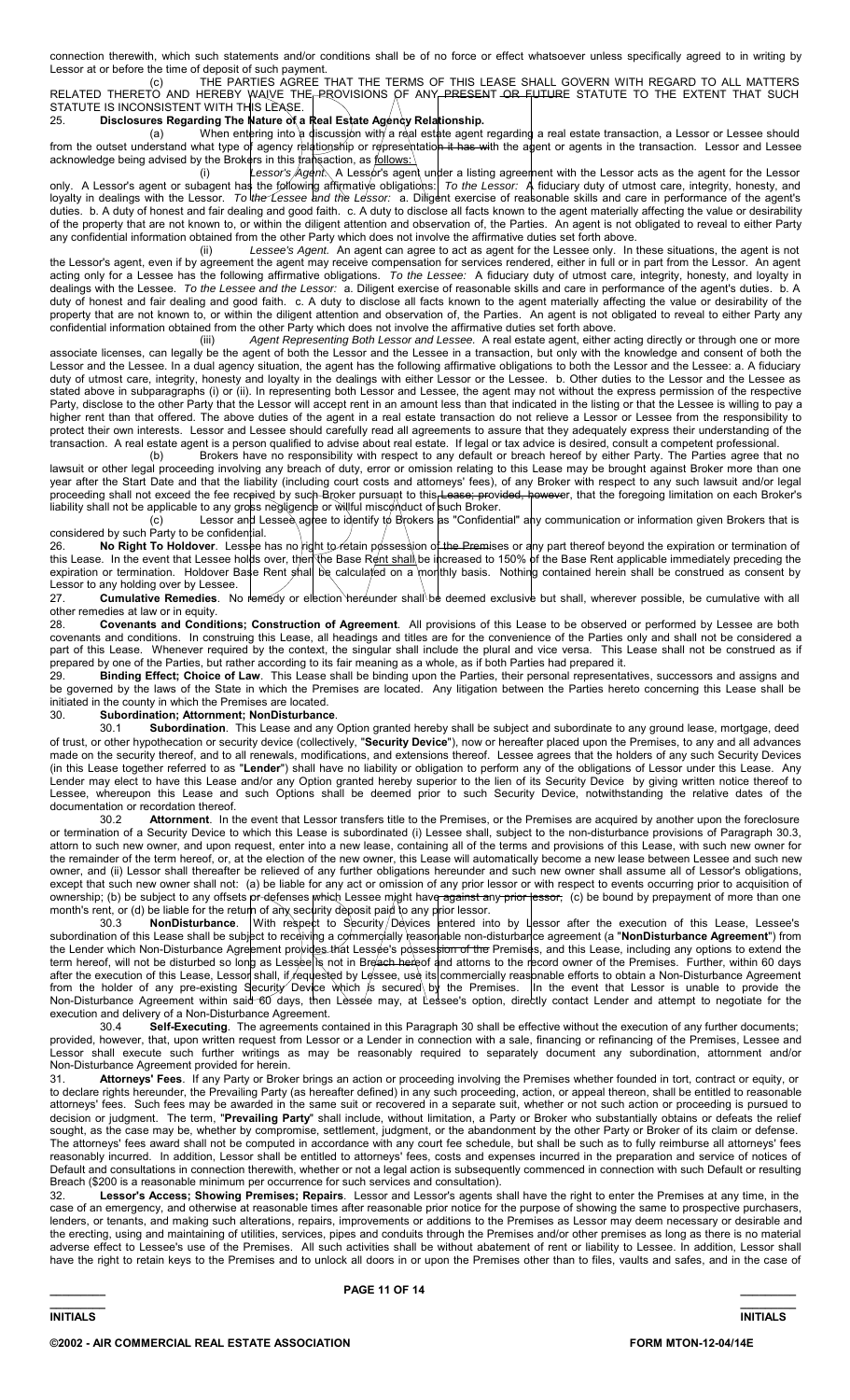connection therewith, which such statements and/or conditions shall be of no force or effect whatsoever unless specifically agreed to in writing by Lessor at or before the time of deposit of such payment.

(c) THE PARTIES AGREE THAT THE TERMS OF THIS LEASE SHALL GOVERN WITH REGARD TO ALL MATTERS RELATED THERETO AND HEREBY WAIVE THE PROVISIONS OF ANY PRESENT OR FUTURE STATUTE TO THE EXTENT THAT SUCH STATUTE IS INCONSISTENT WITH THIS LEASE.

25. **Disclosures Regarding The Nature of a Real Estate Agency Relationship.**

(a) When entering into a discussion with a real estate agent regarding a real estate transaction, a Lessor or Lessee should from the outset understand what type of agency relationship or representation it has with the agent or agents in the transaction. Lessor and Lessee acknowledge being advised by the Brokers in this transaction, as follows:

(i) *Lessor's Agent*. A Lessor's agent under a listing agreement with the Lessor acts as the agent for the Lessor only. A Lessor's agent or subagent has the following affirmative obligations: *To the Lessor:* A fiduciary duty of utmost care, integrity, honesty, and loyalty in dealings with the Lessor. *To the Lessee and the Lessor:* a. Diligent exercise of reasonable skills and care in performance of the agent's duties. b. A duty of honest and fair dealing and good faith. c. A duty to disclose all facts known to the agent materially affecting the value or desirability of the property that are not known to, or within the diligent attention and observation of, the Parties. An agent is not obligated to reveal to either Party any confidential information obtained from the other Party which does not involve the affirmative duties set forth above.

(ii) *Lessee's Agent*. An agent can agree to act as agent for the Lessee only. In these situations, the agent is not the Lessor's agent, even if by agreement the agent may receive compensation for services rendered, either in full or in part from the Lessor. An agent acting only for a Lessee has the following affirmative obligations. *To the Lessee:* A fiduciary duty of utmost care, integrity, honesty, and loyalty in dealings with the Lessee. *To the Lessee and the Lessor:* a. Diligent exercise of reasonable skills and care in performance of the agent's duties. b. A duty of honest and fair dealing and good faith. c. A duty to disclose all facts known to the agent materially affecting the value or desirability of the property that are not known to, or within the diligent attention and observation of, the Parties. An agent is not obligated to reveal to either Party any confidential information obtained from the other Party which does not involve the affirmative duties set forth above.

(iii) *Agent Representing Both Lessor and Lessee.* A real estate agent, either acting directly or through one or more associate licenses, can legally be the agent of both the Lessor and the Lessee in a transaction, but only with the knowledge and consent of both the Lessor and the Lessee. In a dual agency situation, the agent has the following affirmative obligations to both the Lessor and the Lessee: a. A fiduciary duty of utmost care, integrity, honesty and loyalty in the dealings with either Lessor or the Lessee. b. Other duties to the Lessor and the Lessee as stated above in subparagraphs (i) or (ii). In representing both Lessor and Lessee, the agent may not without the express permission of the respective Party, disclose to the other Party that the Lessor will accept rent in an amount less than that indicated in the listing or that the Lessee is willing to pay a higher rent than that offered. The above duties of the agent in a real estate transaction do not relieve a Lessor or Lessee from the responsibility to protect their own interests. Lessor and Lessee should carefully read all agreements to assure that they adequately express their understanding of the transaction. A real estate agent is a person qualified to advise about real estate. If legal or tax advice is desired, consult a competent professional.

(b) Brokers have no responsibility with respect to any default or breach hereof by either Party. The Parties agree that no lawsuit or other legal proceeding involving any breach of duty, error or omission relating to this Lease may be brought against Broker more than one year after the Start Date and that the liability (including court costs and attorneys' fees), of any Broker with respect to any such lawsuit and/or legal proceeding shall not exceed the fee received by such Broker pursuant to this Lease; provided, however, that the foregoing limitation on each Broker's liability shall not be applicable to any gross negligence or willful misconduct of such Broker.

(c) Lessor and Lessee agree to identify to Brokers as "Confidential" any communication or information given Brokers that is considered by such Party to be confidential.

26. **No Right To Holdover**. Lessee has no right to retain possession of the Premises or any part thereof beyond the expiration or termination of this Lease. In the event that Lessee holds over, then the Base Rent shall be increased to 150% of the Base Rent applicable immediately preceding the expiration or termination. Holdover Base Rent shall be calculated on a monthly basis. Nothing contained herein shall be construed as consent by Lessor to any holding over by Lessee.

27. **Cumulative Remedies**. No remedy or election hereunder shall be deemed exclusive but shall, wherever possible, be cumulative with all other remedies at law or in equity.

28. **Covenants and Conditions; Construction of Agreement**. All provisions of this Lease to be observed or performed by Lessee are both covenants and conditions. In construing this Lease, all headings and titles are for the convenience of the Parties only and shall not be considered a part of this Lease. Whenever required by the context, the singular shall include the plural and vice versa. This Lease shall not be construed as if prepared by one of the Parties, but rather according to its fair meaning as a whole, as if both Parties had prepared it.

29. **Binding Effect; Choice of Law**. This Lease shall be binding upon the Parties, their personal representatives, successors and assigns and be governed by the laws of the State in which the Premises are located. Any litigation between the Parties hereto concerning this Lease shall be initiated in the county in which the Premises are located.

30. **Subordination; Attornment; NonDisturbance**.

30.1 **Subordination**. This Lease and any Option granted hereby shall be subject and subordinate to any ground lease, mortgage, deed of trust, or other hypothecation or security device (collectively, "**Security Device**"), now or hereafter placed upon the Premises, to any and all advances made on the security thereof, and to all renewals, modifications, and extensions thereof. Lessee agrees that the holders of any such Security Devices (in this Lease together referred to as "**Lender**") shall have no liability or obligation to perform any of the obligations of Lessor under this Lease. Any Lender may elect to have this Lease and/or any Option granted hereby superior to the lien of its Security Device by giving written notice thereof to Lessee, whereupon this Lease and such Options shall be deemed prior to such Security Device, notwithstanding the relative dates of the documentation or recordation thereof.

30.2 **Attornment**. In the event that Lessor transfers title to the Premises, or the Premises are acquired by another upon the foreclosure or termination of a Security Device to which this Lease is subordinated (i) Lessee shall, subject to the non-disturbance provisions of Paragraph 30.3, attorn to such new owner, and upon request, enter into a new lease, containing all of the terms and provisions of this Lease, with such new owner for the remainder of the term hereof, or, at the election of the new owner, this Lease will automatically become a new lease between Lessee and such new owner, and (ii) Lessor shall thereafter be relieved of any further obligations hereunder and such new owner shall assume all of Lessor's obligations, except that such new owner shall not: (a) be liable for any act or omission of any prior lessor or with respect to events occurring prior to acquisition of ownership; (b) be subject to any offsets or defenses which Lessee might have against any prior lessor, (c) be bound by prepayment of more than one month's rent, or (d) be liable for the return of any security deposit paid to any prior lessor.

30.3 **NonDisturbance**. With respect to Security Devices entered into by Lessor after the execution of this Lease, Lessee's subordination of this Lease shall be subject to receiving a commercially reasonable non-disturbance agreement (a "**NonDisturbance Agreement**") from the Lender which Non-Disturbance Agreement provides that Lessee's possession of the Premises, and this Lease, including any options to extend the term hereof, will not be disturbed so long as Lessee is not in Breach hereof and attorns to the record owner of the Premises. Further, within 60 days after the execution of this Lease, Lessor shall, if requested by Lessee, use its commercially reasonable efforts to obtain a Non-Disturbance Agreement from the holder of any pre-existing Security Device which is secured by the Premises. In the event that Lessor is unable to provide the Non-Disturbance Agreement within said 60 days, then Lessee may, at Lessee's option, directly contact Lender and attempt to negotiate for the execution and delivery of a Non-Disturbance Agreement.

30.4 **Self-Executing**. The agreements contained in this Paragraph 30 shall be effective without the execution of any further documents; provided, however, that, upon written request from Lessor or a Lender in connection with a sale, financing or refinancing of the Premises, Lessee and Lessor shall execute such further writings as may be reasonably required to separately document any subordination, attornment and/or Non-Disturbance Agreement provided for herein.

31. **Attorneys' Fees**. If any Party or Broker brings an action or proceeding involving the Premises whether founded in tort, contract or equity, or to declare rights hereunder, the Prevailing Party (as hereafter defined) in any such proceeding, action, or appeal thereon, shall be entitled to reasonable attorneys' fees. Such fees may be awarded in the same suit or recovered in a separate suit, whether or not such action or proceeding is pursued to decision or judgment. The term, "**Prevailing Party**" shall include, without limitation, a Party or Broker who substantially obtains or defeats the relief sought, as the case may be, whether by compromise, settlement, judgment, or the abandonment by the other Party or Broker of its claim or defense. The attorneys' fees award shall not be computed in accordance with any court fee schedule, but shall be such as to fully reimburse all attorneys' fees reasonably incurred. In addition, Lessor shall be entitled to attorneys' fees, costs and expenses incurred in the preparation and service of notices of Default and consultations in connection therewith, whether or not a legal action is subsequently commenced in connection with such Default or resulting Breach ($200 is a reasonable minimum per occurrence for such services and consultation).

32. **Lessor's Access; Showing Premises; Repairs**. Lessor and Lessor's agents shall have the right to enter the Premises at any time, in the case of an emergency, and otherwise at reasonable times after reasonable prior notice for the purpose of showing the same to prospective purchasers, lenders, or tenants, and making such alterations, repairs, improvements or additions to the Premises as Lessor may deem necessary or desirable and the erecting, using and maintaining of utilities, services, pipes and conduits through the Premises and/or other premises as long as there is no material adverse effect to Lessee's use of the Premises. All such activities shall be without abatement of rent or liability to Lessee. In addition, Lessor shall have the right to retain keys to the Premises and to unlock all doors in or upon the Premises other than to files, vaults and safes, and in the case of

INITIALS INITIALS

©2002 - AIR COMMERCIAL REAL ESTATE ASSOCIATION FORM MTON-12-04/14E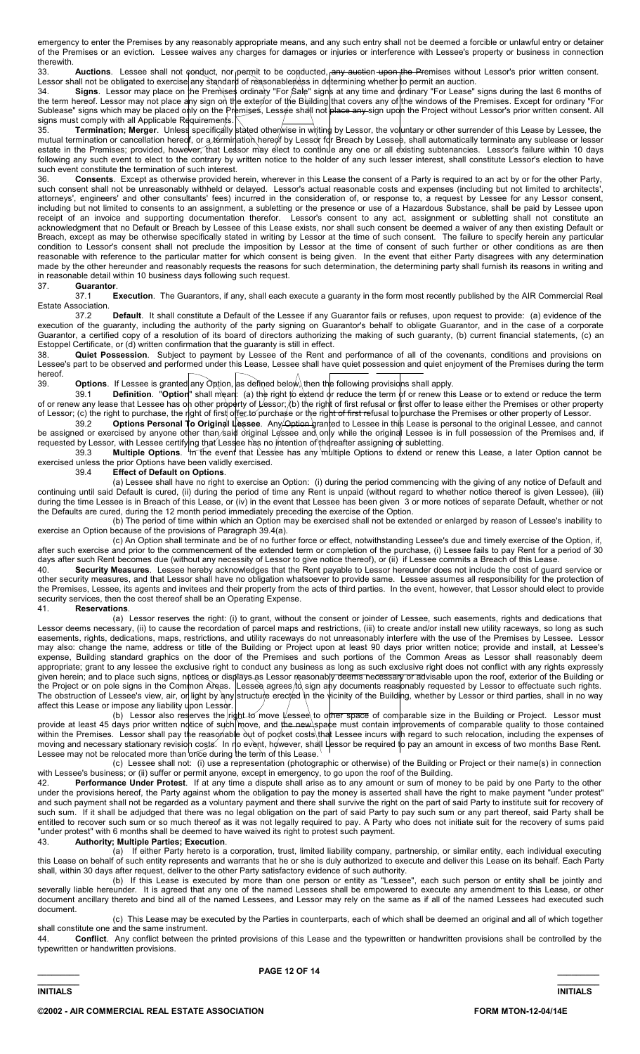emergency to enter the Premises by any reasonably appropriate means, and any such entry shall not be deemed a forcible or unlawful entry or detainer of the Premises or an eviction. Lessee waives any charges for damages or injuries or interference with Lessee's property or business in connection therewith.

33. **Auctions**. Lessee shall not conduct, nor permit to be conducted, any auction upon the Premises without Lessor's prior written consent. Lessor shall not be obligated to exercise any standard of reasonableness in determining whether to permit an auction.

34. **Signs**. Lessor may place on the Premises ordinary "For Sale" signs at any time and ordinary "For Lease" signs during the last 6 months of the term hereof. Lessor may not place any sign on the exterior of the Building that covers any of the windows of the Premises. Except for ordinary "For Sublease" signs which may be placed only on the Premises, Lessee shall not place any sign upon the Project without Lessor's prior written consent. All signs must comply with all Applicable Requirements.

35. **Termination; Merger**. Unless specifically stated otherwise in writing by Lessor, the voluntary or other surrender of this Lease by Lessee, the mutual termination or cancellation hereof, or a termination hereof by Lessor for Breach by Lessee, shall automatically terminate any sublease or lesser estate in the Premises; provided, however, that Lessor may elect to continue any one or all existing subtenancies. Lessor's failure within 10 days following any such event to elect to the contrary by written notice to the holder of any such lesser interest, shall constitute Lessor's election to have such event constitute the termination of such interest.

36. **Consents**. Except as otherwise provided herein, wherever in this Lease the consent of a Party is required to an act by or for the other Party, such consent shall not be unreasonably withheld or delayed. Lessor's actual reasonable costs and expenses (including but not limited to architects', attorneys', engineers' and other consultants' fees) incurred in the consideration of, or response to, a request by Lessee for any Lessor consent, including but not limited to consents to an assignment, a subletting or the presence or use of a Hazardous Substance, shall be paid by Lessee upon receipt of an invoice and supporting documentation therefor. Lessor's consent to any act, assignment or subletting shall not constitute an acknowledgment that no Default or Breach by Lessee of this Lease exists, nor shall such consent be deemed a waiver of any then existing Default or Breach, except as may be otherwise specifically stated in writing by Lessor at the time of such consent. The failure to specify herein any particular condition to Lessor's consent shall not preclude the imposition by Lessor at the time of consent of such further or other conditions as are then reasonable with reference to the particular matter for which consent is being given. In the event that either Party disagrees with any determination made by the other hereunder and reasonably requests the reasons for such determination, the determining party shall furnish its reasons in writing and in reasonable detail within 10 business days following such request.

37. **Guarantor**.

37.1 **Execution**. The Guarantors, if any, shall each execute a guaranty in the form most recently published by the AIR Commercial Real Estate Association.

37.2 **Default**. It shall constitute a Default of the Lessee if any Guarantor fails or refuses, upon request to provide: (a) evidence of the execution of the guaranty, including the authority of the party signing on Guarantor's behalf to obligate Guarantor, and in the case of a corporate Guarantor, a certified copy of a resolution of its board of directors authorizing the making of such guaranty, (b) current financial statements, (c) an Estoppel Certificate, or (d) written confirmation that the guaranty is still in effect.

38. **Quiet Possession**. Subject to payment by Lessee of the Rent and performance of all of the covenants, conditions and provisions on Lessee's part to be observed and performed under this Lease, Lessee shall have quiet possession and quiet enjoyment of the Premises during the term hereof.

39. **Options**. If Lessee is granted any Option, as defined below, then the following provisions shall apply.

39.1 **Definition**. "**Option**" shall mean: (a) the right to extend or reduce the term of or renew this Lease or to extend or reduce the term of or renew any lease that Lessee has on other property of Lessor; (b) the right of first refusal or first offer to lease either the Premises or other property of Lessor; (c) the right to purchase, the right of first offer to purchase or the right of first refusal to purchase the Premises or other property of Lessor.

39.2 **Options Personal To Original Lessee**. Any Option granted to Lessee in this Lease is personal to the original Lessee, and cannot be assigned or exercised by anyone other than said original Lessee and only while the original Lessee is in full possession of the Premises and, if requested by Lessor, with Lessee certifying that Lessee has no intention of thereafter assigning or subletting.

39.3 **Multiple Options**. In the event that Lessee has any multiple Options to extend or renew this Lease, a later Option cannot be exercised unless the prior Options have been validly exercised.

39.4 **Effect of Default on Options**.

(a) Lessee shall have no right to exercise an Option: (i) during the period commencing with the giving of any notice of Default and continuing until said Default is cured, (ii) during the period of time any Rent is unpaid (without regard to whether notice thereof is given Lessee), (iii) during the time Lessee is in Breach of this Lease, or (iv) in the event that Lessee has been given 3 or more notices of separate Default, whether or not the Defaults are cured, during the 12 month period immediately preceding the exercise of the Option.

(b) The period of time within which an Option may be exercised shall not be extended or enlarged by reason of Lessee's inability to exercise an Option because of the provisions of Paragraph 39.4(a).

(c) An Option shall terminate and be of no further force or effect, notwithstanding Lessee's due and timely exercise of the Option, if, after such exercise and prior to the commencement of the extended term or completion of the purchase, (i) Lessee fails to pay Rent for a period of 30 days after such Rent becomes due (without any necessity of Lessor to give notice thereof), or (ii) if Lessee commits a Breach of this Lease.

40. **Security Measures**. Lessee hereby acknowledges that the Rent payable to Lessor hereunder does not include the cost of guard service or other security measures, and that Lessor shall have no obligation whatsoever to provide same. Lessee assumes all responsibility for the protection of the Premises, Lessee, its agents and invitees and their property from the acts of third parties. In the event, however, that Lessor should elect to provide security services, then the cost thereof shall be an Operating Expense.

41. **Reservations**.

(a) Lessor reserves the right: (i) to grant, without the consent or joinder of Lessee, such easements, rights and dedications that Lessor deems necessary, (ii) to cause the recordation of parcel maps and restrictions, (iii) to create and/or install new utility raceways, so long as such easements, rights, dedications, maps, restrictions, and utility raceways do not unreasonably interfere with the use of the Premises by Lessee. Lessor may also: change the name, address or title of the Building or Project upon at least 90 days prior written notice; provide and install, at Lessee's expense, Building standard graphics on the door of the Premises and such portions of the Common Areas as Lessor shall reasonably deem appropriate; grant to any lessee the exclusive right to conduct any business as long as such exclusive right does not conflict with any rights expressly given herein; and to place such signs, notices or displays as Lessor reasonably deems necessary or advisable upon the roof, exterior of the Building or the Project or on pole signs in the Common Areas. Lessee agrees to sign any documents reasonably requested by Lessor to effectuate such rights. The obstruction of Lessee's view, air, or light by any structure erected in the vicinity of the Building, whether by Lessor or third parties, shall in no way affect this Lease or impose any liability upon Lessor.

(b) Lessor also reserves the right to move Lessee to other space of comparable size in the Building or Project. Lessor must provide at least 45 days prior written notice of such move, and the new space must contain improvements of comparable quality to those contained within the Premises. Lessor shall pay the reasonable out of pocket costs that Lessee incurs with regard to such relocation, including the expenses of moving and necessary stationary revision costs. In no event, however, shall Lessor be required to pay an amount in excess of two months Base Rent. Lessee may not be relocated more than once during the term of this Lease.

(c) Lessee shall not: (i) use a representation (photographic or otherwise) of the Building or Project or their name(s) in connection with Lessee's business; or (ii) suffer or permit anyone, except in emergency, to go upon the roof of the Building.

42. **Performance Under Protest**. If at any time a dispute shall arise as to any amount or sum of money to be paid by one Party to the other under the provisions hereof, the Party against whom the obligation to pay the money is asserted shall have the right to make payment "under protest" and such payment shall not be regarded as a voluntary payment and there shall survive the right on the part of said Party to institute suit for recovery of such sum. If it shall be adjudged that there was no legal obligation on the part of said Party to pay such sum or any part thereof, said Party shall be entitled to recover such sum or so much thereof as it was not legally required to pay. A Party who does not initiate suit for the recovery of sums paid "under protest" with 6 months shall be deemed to have waived its right to protest such payment.

43. **Authority; Multiple Parties; Execution**.

(a) If either Party hereto is a corporation, trust, limited liability company, partnership, or similar entity, each individual executing this Lease on behalf of such entity represents and warrants that he or she is duly authorized to execute and deliver this Lease on its behalf. Each Party shall, within 30 days after request, deliver to the other Party satisfactory evidence of such authority.

(b) If this Lease is executed by more than one person or entity as "Lessee", each such person or entity shall be jointly and severally liable hereunder. It is agreed that any one of the named Lessees shall be empowered to execute any amendment to this Lease, or other document ancillary thereto and bind all of the named Lessees, and Lessor may rely on the same as if all of the named Lessees had executed such document.

(c) This Lease may be executed by the Parties in counterparts, each of which shall be deemed an original and all of which together shall constitute one and the same instrument.

44. **Conflict**. Any conflict between the printed provisions of this Lease and the typewritten or handwritten provisions shall be controlled by the typewritten or handwritten provisions.

_________ INITIALS　　　　_________ INITIALS

©2002 - AIR COMMERCIAL REAL ESTATE ASSOCIATION　　　　FORM MTON-12-04/14E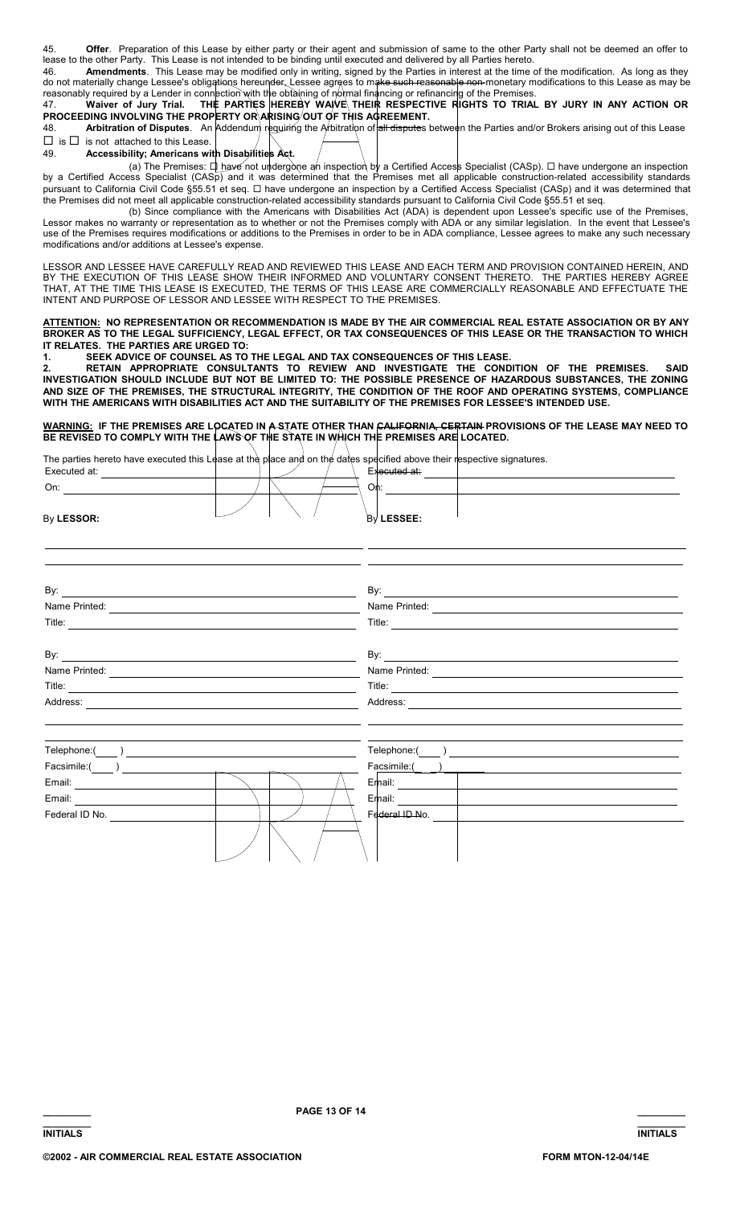45. **Offer**. Preparation of this Lease by either party or their agent and submission of same to the other Party shall not be deemed an offer to lease to the other Party. This Lease is not intended to be binding until executed and delivered by all Parties hereto.

46. **Amendments**. This Lease may be modified only in writing, signed by the Parties in interest at the time of the modification. As long as they do not materially change Lessee's obligations hereunder, Lessee agrees to make such reasonable non-monetary modifications to this Lease as may be reasonably required by a Lender in connection with the obtaining of normal financing or refinancing of the Premises.

47. **Waiver of Jury Trial. THE PARTIES HEREBY WAIVE THEIR RESPECTIVE RIGHTS TO TRIAL BY JURY IN ANY ACTION OR PROCEEDING INVOLVING THE PROPERTY OR ARISING OUT OF THIS AGREEMENT.**

48. **Arbitration of Disputes**. An Addendum requiring the Arbitration of all disputes between the Parties and/or Brokers arising out of this Lease ☐ is ☐ is not attached to this Lease.

49. **Accessibility; Americans with Disabilities Act.**

(a) The Premises: ☐ have not undergone an inspection by a Certified Access Specialist (CASp). ☐ have undergone an inspection by a Certified Access Specialist (CASp) and it was determined that the Premises met all applicable construction-related accessibility standards pursuant to California Civil Code §55.51 et seq. ☐ have undergone an inspection by a Certified Access Specialist (CASp) and it was determined that the Premises did not meet all applicable construction-related accessibility standards pursuant to California Civil Code §55.51 et seq.

(b) Since compliance with the Americans with Disabilities Act (ADA) is dependent upon Lessee's specific use of the Premises, Lessor makes no warranty or representation as to whether or not the Premises comply with ADA or any similar legislation. In the event that Lessee's use of the Premises requires modifications or additions to the Premises in order to be in ADA compliance, Lessee agrees to make any such necessary modifications and/or additions at Lessee's expense.

LESSOR AND LESSEE HAVE CAREFULLY READ AND REVIEWED THIS LEASE AND EACH TERM AND PROVISION CONTAINED HEREIN, AND BY THE EXECUTION OF THIS LEASE SHOW THEIR INFORMED AND VOLUNTARY CONSENT THERETO. THE PARTIES HEREBY AGREE THAT, AT THE TIME THIS LEASE IS EXECUTED, THE TERMS OF THIS LEASE ARE COMMERCIALLY REASONABLE AND EFFECTUATE THE INTENT AND PURPOSE OF LESSOR AND LESSEE WITH RESPECT TO THE PREMISES.

**ATTENTION: NO REPRESENTATION OR RECOMMENDATION IS MADE BY THE AIR COMMERCIAL REAL ESTATE ASSOCIATION OR BY ANY BROKER AS TO THE LEGAL SUFFICIENCY, LEGAL EFFECT, OR TAX CONSEQUENCES OF THIS LEASE OR THE TRANSACTION TO WHICH IT RELATES. THE PARTIES ARE URGED TO:**

**1. SEEK ADVICE OF COUNSEL AS TO THE LEGAL AND TAX CONSEQUENCES OF THIS LEASE.**

**2. RETAIN APPROPRIATE CONSULTANTS TO REVIEW AND INVESTIGATE THE CONDITION OF THE PREMISES. SAID INVESTIGATION SHOULD INCLUDE BUT NOT BE LIMITED TO: THE POSSIBLE PRESENCE OF HAZARDOUS SUBSTANCES, THE ZONING AND SIZE OF THE PREMISES, THE STRUCTURAL INTEGRITY, THE CONDITION OF THE ROOF AND OPERATING SYSTEMS, COMPLIANCE WITH THE AMERICANS WITH DISABILITIES ACT AND THE SUITABILITY OF THE PREMISES FOR LESSEE'S INTENDED USE.**

**WARNING: IF THE PREMISES ARE LOCATED IN A STATE OTHER THAN CALIFORNIA, CERTAIN PROVISIONS OF THE LEASE MAY NEED TO BE REVISED TO COMPLY WITH THE LAWS OF THE STATE IN WHICH THE PREMISES ARE LOCATED.**

The parties hereto have executed this Lease at the place and on the dates specified above their respective signatures.

| | |
|---|---|
| Executed at: | Executed at: |
| On: | On: |
| By **LESSOR:** | By **LESSEE:** |
| | |
| By: | By: |
| Name Printed: | Name Printed: |
| Title: | Title: |
| By: | By: |
| Name Printed: | Name Printed: |
| Title: | Title: |
| Address: | Address: |
| Telephone:( ) | Telephone:( ) |
| Facsimile:( ) | Facsimile:( ) |
| Email: | Email: |
| Email: | Email: |
| Federal ID No. | Federal ID No. |

INITIALS

INITIALS

©2002 - AIR COMMERCIAL REAL ESTATE ASSOCIATION

FORM MTON-12-04/14E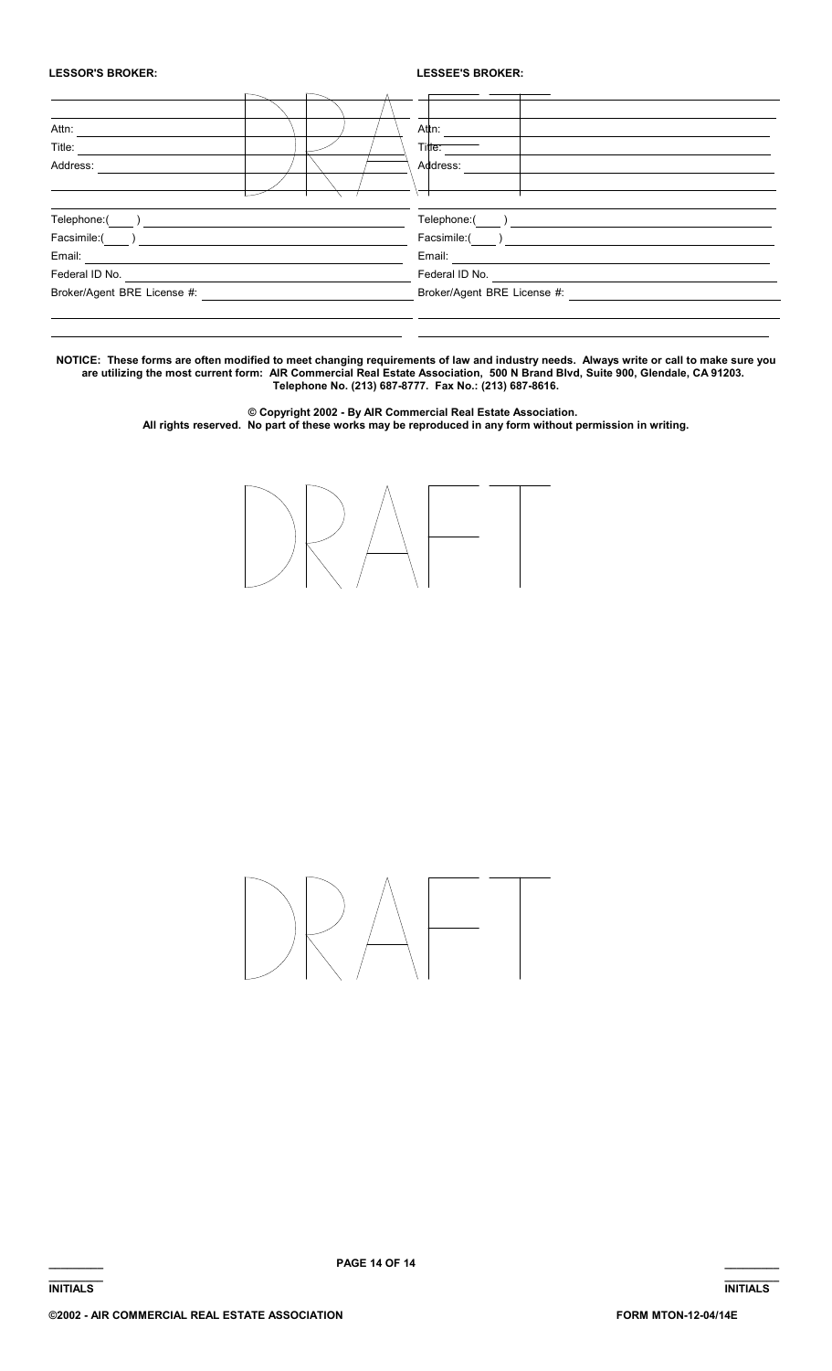| **LESSOR'S BROKER:** | **LESSEE'S BROKER:** |
| --- | --- |
| | |
| Attn: | Attn: |
| Title: | Title: |
| Address: | Address: |
| | |
| Telephone:( ) | Telephone:( ) |
| Facsimile:( ) | Facsimile:( ) |
| Email: | Email: |
| Federal ID No. | Federal ID No. |
| Broker/Agent BRE License #: | Broker/Agent BRE License #: |

**NOTICE: These forms are often modified to meet changing requirements of law and industry needs. Always write or call to make sure you are utilizing the most current form: AIR Commercial Real Estate Association, 500 N Brand Blvd, Suite 900, Glendale, CA 91203. Telephone No. (213) 687-8777. Fax No.: (213) 687-8616.**

**© Copyright 2002 - By AIR Commercial Real Estate Association.**
**All rights reserved. No part of these works may be reproduced in any form without permission in writing.**

DRAFT

DRAFT

**INITIALS** **INITIALS**

**©2002 - AIR COMMERCIAL REAL ESTATE ASSOCIATION** **FORM MTON-12-04/14E**